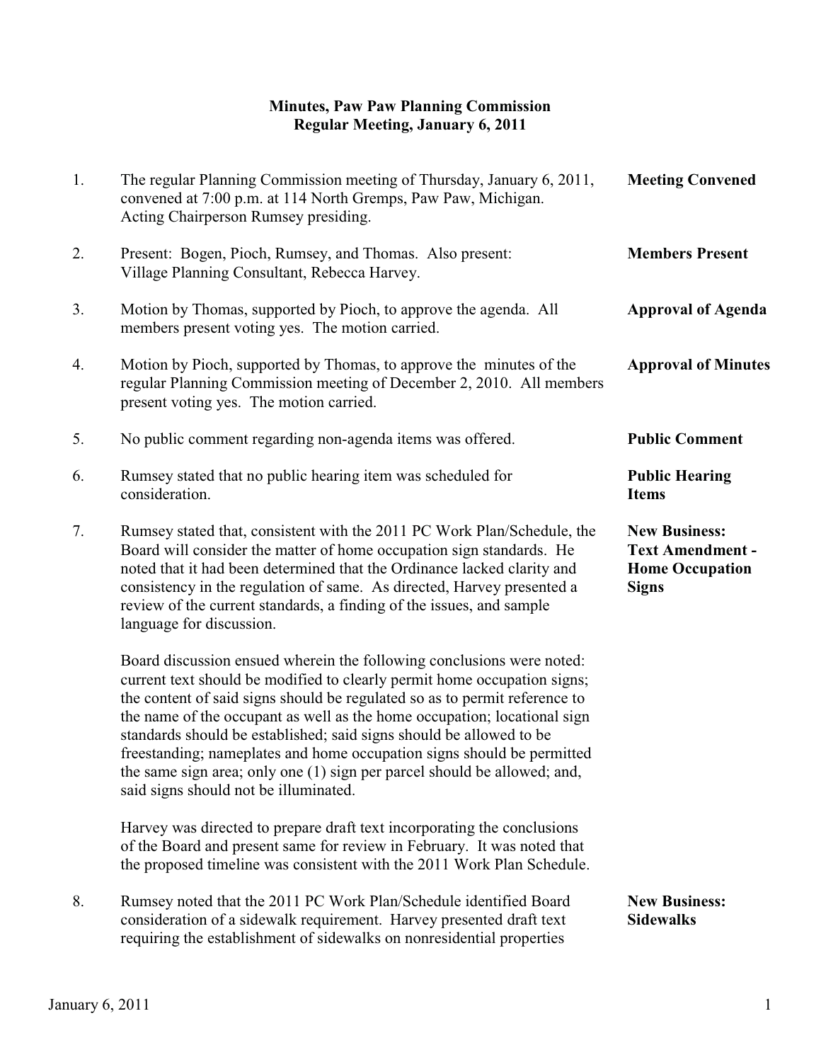**Minutes, Paw Paw Planning Commission**
**Regular Meeting, January 6, 2011**

1. The regular Planning Commission meeting of Thursday, January 6, 2011, convened at 7:00 p.m. at 114 North Gremps, Paw Paw, Michigan. Acting Chairperson Rumsey presiding. — **Meeting Convened**

2. Present: Bogen, Pioch, Rumsey, and Thomas. Also present: Village Planning Consultant, Rebecca Harvey. — **Members Present**

3. Motion by Thomas, supported by Pioch, to approve the agenda. All members present voting yes. The motion carried. — **Approval of Agenda**

4. Motion by Pioch, supported by Thomas, to approve the minutes of the regular Planning Commission meeting of December 2, 2010. All members present voting yes. The motion carried. — **Approval of Minutes**

5. No public comment regarding non-agenda items was offered. — **Public Comment**

6. Rumsey stated that no public hearing item was scheduled for consideration. — **Public Hearing Items**

7. Rumsey stated that, consistent with the 2011 PC Work Plan/Schedule, the Board will consider the matter of home occupation sign standards. He noted that it had been determined that the Ordinance lacked clarity and consistency in the regulation of same. As directed, Harvey presented a review of the current standards, a finding of the issues, and sample language for discussion. — **New Business: Text Amendment - Home Occupation Signs**

   Board discussion ensued wherein the following conclusions were noted: current text should be modified to clearly permit home occupation signs; the content of said signs should be regulated so as to permit reference to the name of the occupant as well as the home occupation; locational sign standards should be established; said signs should be allowed to be freestanding; nameplates and home occupation signs should be permitted the same sign area; only one (1) sign per parcel should be allowed; and, said signs should not be illuminated.

   Harvey was directed to prepare draft text incorporating the conclusions of the Board and present same for review in February. It was noted that the proposed timeline was consistent with the 2011 Work Plan Schedule.

8. Rumsey noted that the 2011 PC Work Plan/Schedule identified Board consideration of a sidewalk requirement. Harvey presented draft text requiring the establishment of sidewalks on nonresidential properties — **New Business: Sidewalks**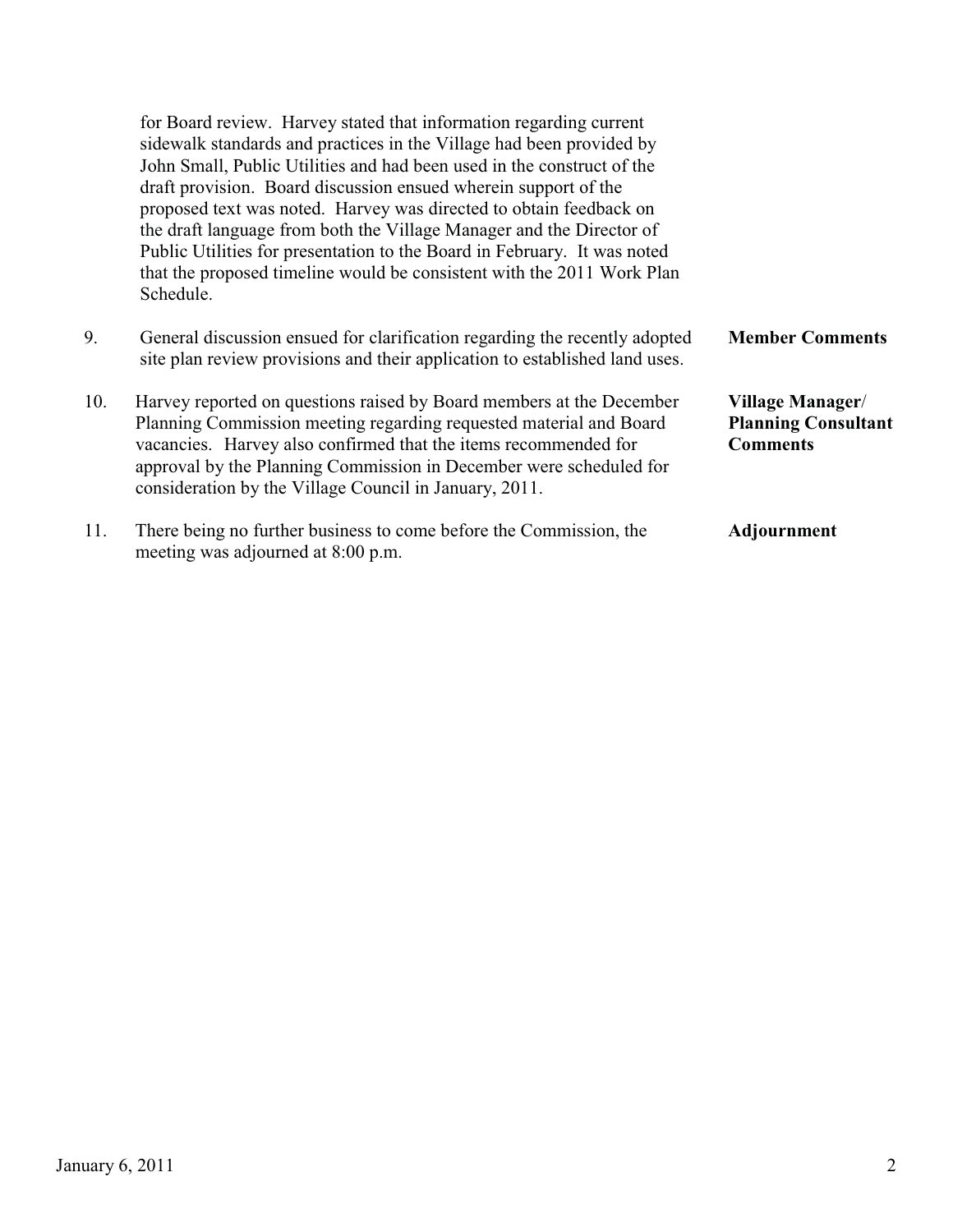for Board review. Harvey stated that information regarding current sidewalk standards and practices in the Village had been provided by John Small, Public Utilities and had been used in the construct of the draft provision. Board discussion ensued wherein support of the proposed text was noted. Harvey was directed to obtain feedback on the draft language from both the Village Manager and the Director of Public Utilities for presentation to the Board in February. It was noted that the proposed timeline would be consistent with the 2011 Work Plan Schedule.

9. General discussion ensued for clarification regarding the recently adopted site plan review provisions and their application to established land uses. **Member Comments**

10. Harvey reported on questions raised by Board members at the December Planning Commission meeting regarding requested material and Board vacancies. Harvey also confirmed that the items recommended for approval by the Planning Commission in December were scheduled for consideration by the Village Council in January, 2011. **Village Manager/ Planning Consultant Comments**

11. There being no further business to come before the Commission, the meeting was adjourned at 8:00 p.m. **Adjournment**

January 6, 2011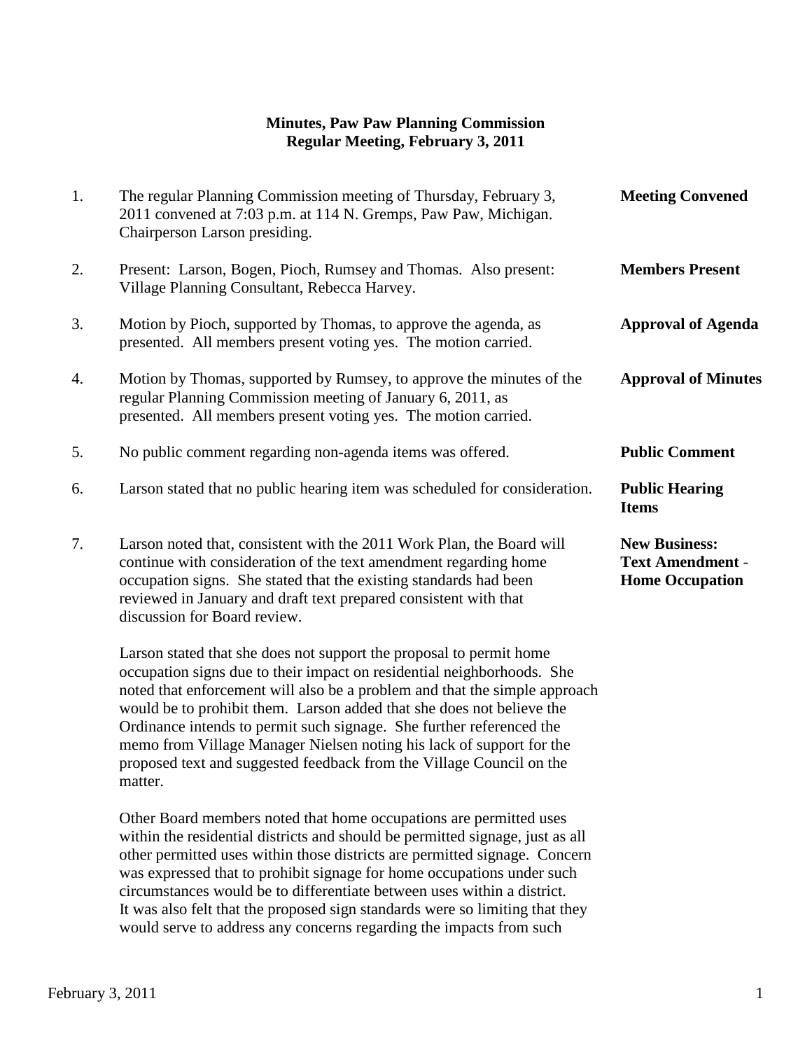**Minutes, Paw Paw Planning Commission**
**Regular Meeting, February 3, 2011**

1. The regular Planning Commission meeting of Thursday, February 3, 2011 convened at 7:03 p.m. at 114 N. Gremps, Paw Paw, Michigan. Chairperson Larson presiding. **Meeting Convened**

2. Present: Larson, Bogen, Pioch, Rumsey and Thomas. Also present: Village Planning Consultant, Rebecca Harvey. **Members Present**

3. Motion by Pioch, supported by Thomas, to approve the agenda, as presented. All members present voting yes. The motion carried. **Approval of Agenda**

4. Motion by Thomas, supported by Rumsey, to approve the minutes of the regular Planning Commission meeting of January 6, 2011, as presented. All members present voting yes. The motion carried. **Approval of Minutes**

5. No public comment regarding non-agenda items was offered. **Public Comment**

6. Larson stated that no public hearing item was scheduled for consideration. **Public Hearing Items**

7. Larson noted that, consistent with the 2011 Work Plan, the Board will continue with consideration of the text amendment regarding home occupation signs. She stated that the existing standards had been reviewed in January and draft text prepared consistent with that discussion for Board review. **New Business: Text Amendment - Home Occupation**

   Larson stated that she does not support the proposal to permit home occupation signs due to their impact on residential neighborhoods. She noted that enforcement will also be a problem and that the simple approach would be to prohibit them. Larson added that she does not believe the Ordinance intends to permit such signage. She further referenced the memo from Village Manager Nielsen noting his lack of support for the proposed text and suggested feedback from the Village Council on the matter.

   Other Board members noted that home occupations are permitted uses within the residential districts and should be permitted signage, just as all other permitted uses within those districts are permitted signage. Concern was expressed that to prohibit signage for home occupations under such circumstances would be to differentiate between uses within a district. It was also felt that the proposed sign standards were so limiting that they would serve to address any concerns regarding the impacts from such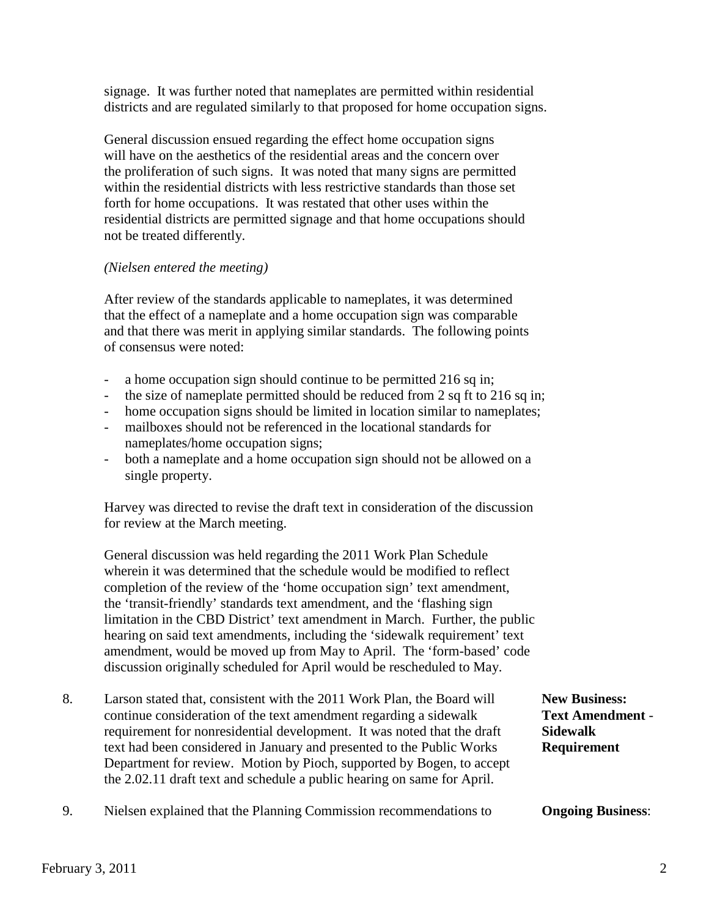signage. It was further noted that nameplates are permitted within residential districts and are regulated similarly to that proposed for home occupation signs.

General discussion ensued regarding the effect home occupation signs will have on the aesthetics of the residential areas and the concern over the proliferation of such signs. It was noted that many signs are permitted within the residential districts with less restrictive standards than those set forth for home occupations. It was restated that other uses within the residential districts are permitted signage and that home occupations should not be treated differently.

*(Nielsen entered the meeting)*

After review of the standards applicable to nameplates, it was determined that the effect of a nameplate and a home occupation sign was comparable and that there was merit in applying similar standards. The following points of consensus were noted:

- a home occupation sign should continue to be permitted 216 sq in;
- the size of nameplate permitted should be reduced from 2 sq ft to 216 sq in;
- home occupation signs should be limited in location similar to nameplates;
- mailboxes should not be referenced in the locational standards for nameplates/home occupation signs;
- both a nameplate and a home occupation sign should not be allowed on a single property.

Harvey was directed to revise the draft text in consideration of the discussion for review at the March meeting.

General discussion was held regarding the 2011 Work Plan Schedule wherein it was determined that the schedule would be modified to reflect completion of the review of the 'home occupation sign' text amendment, the 'transit-friendly' standards text amendment, and the 'flashing sign limitation in the CBD District' text amendment in March. Further, the public hearing on said text amendments, including the 'sidewalk requirement' text amendment, would be moved up from May to April. The 'form-based' code discussion originally scheduled for April would be rescheduled to May.

**New Business: Text Amendment - Sidewalk Requirement**

8. Larson stated that, consistent with the 2011 Work Plan, the Board will continue consideration of the text amendment regarding a sidewalk requirement for nonresidential development. It was noted that the draft text had been considered in January and presented to the Public Works Department for review. Motion by Pioch, supported by Bogen, to accept the 2.02.11 draft text and schedule a public hearing on same for April.

**Ongoing Business**:

9. Nielsen explained that the Planning Commission recommendations to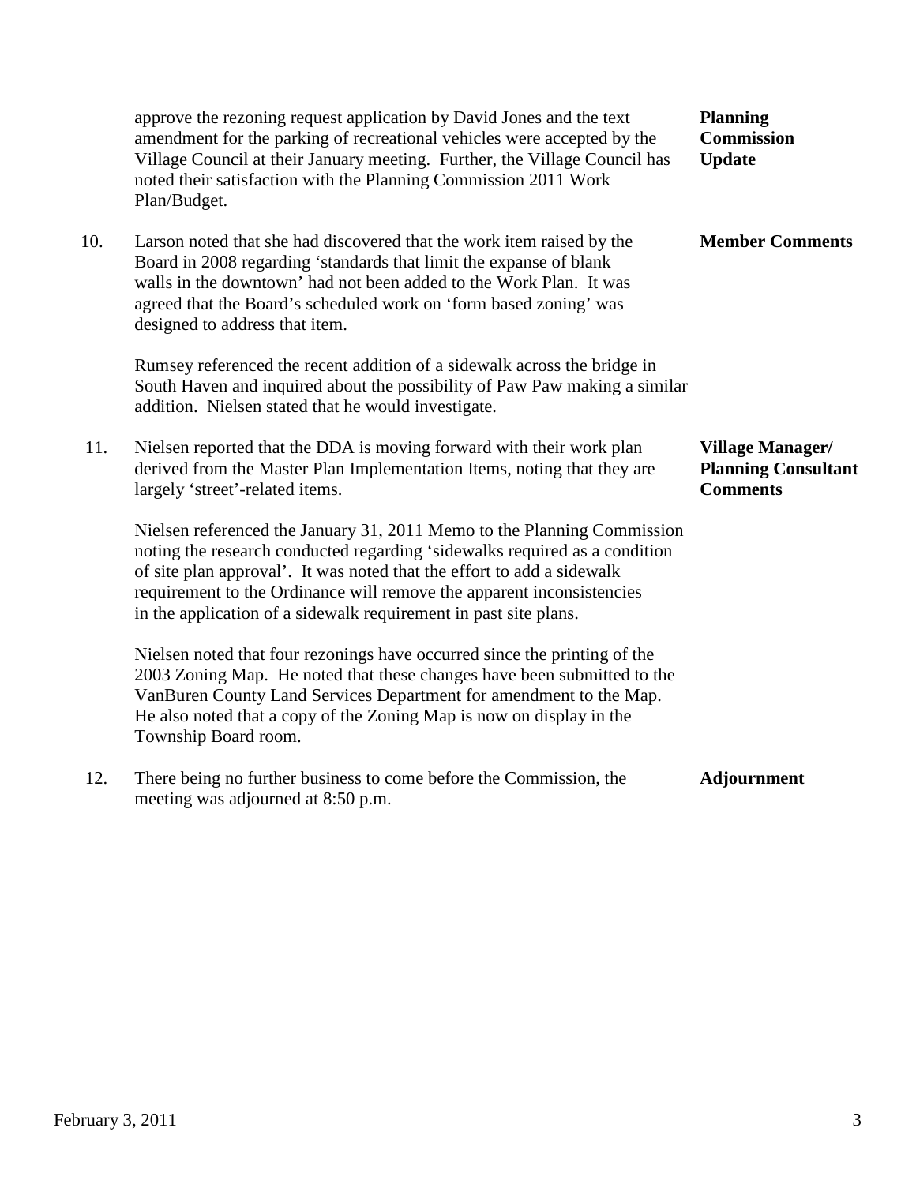approve the rezoning request application by David Jones and the text amendment for the parking of recreational vehicles were accepted by the Village Council at their January meeting. Further, the Village Council has noted their satisfaction with the Planning Commission 2011 Work Plan/Budget.

**Planning Commission Update**

10. Larson noted that she had discovered that the work item raised by the Board in 2008 regarding 'standards that limit the expanse of blank walls in the downtown' had not been added to the Work Plan. It was agreed that the Board's scheduled work on 'form based zoning' was designed to address that item.

**Member Comments**

Rumsey referenced the recent addition of a sidewalk across the bridge in South Haven and inquired about the possibility of Paw Paw making a similar addition. Nielsen stated that he would investigate.

11. Nielsen reported that the DDA is moving forward with their work plan derived from the Master Plan Implementation Items, noting that they are largely 'street'-related items.

**Village Manager/ Planning Consultant Comments**

Nielsen referenced the January 31, 2011 Memo to the Planning Commission noting the research conducted regarding 'sidewalks required as a condition of site plan approval'. It was noted that the effort to add a sidewalk requirement to the Ordinance will remove the apparent inconsistencies in the application of a sidewalk requirement in past site plans.

Nielsen noted that four rezonings have occurred since the printing of the 2003 Zoning Map. He noted that these changes have been submitted to the VanBuren County Land Services Department for amendment to the Map. He also noted that a copy of the Zoning Map is now on display in the Township Board room.

12. There being no further business to come before the Commission, the meeting was adjourned at 8:50 p.m.

**Adjournment**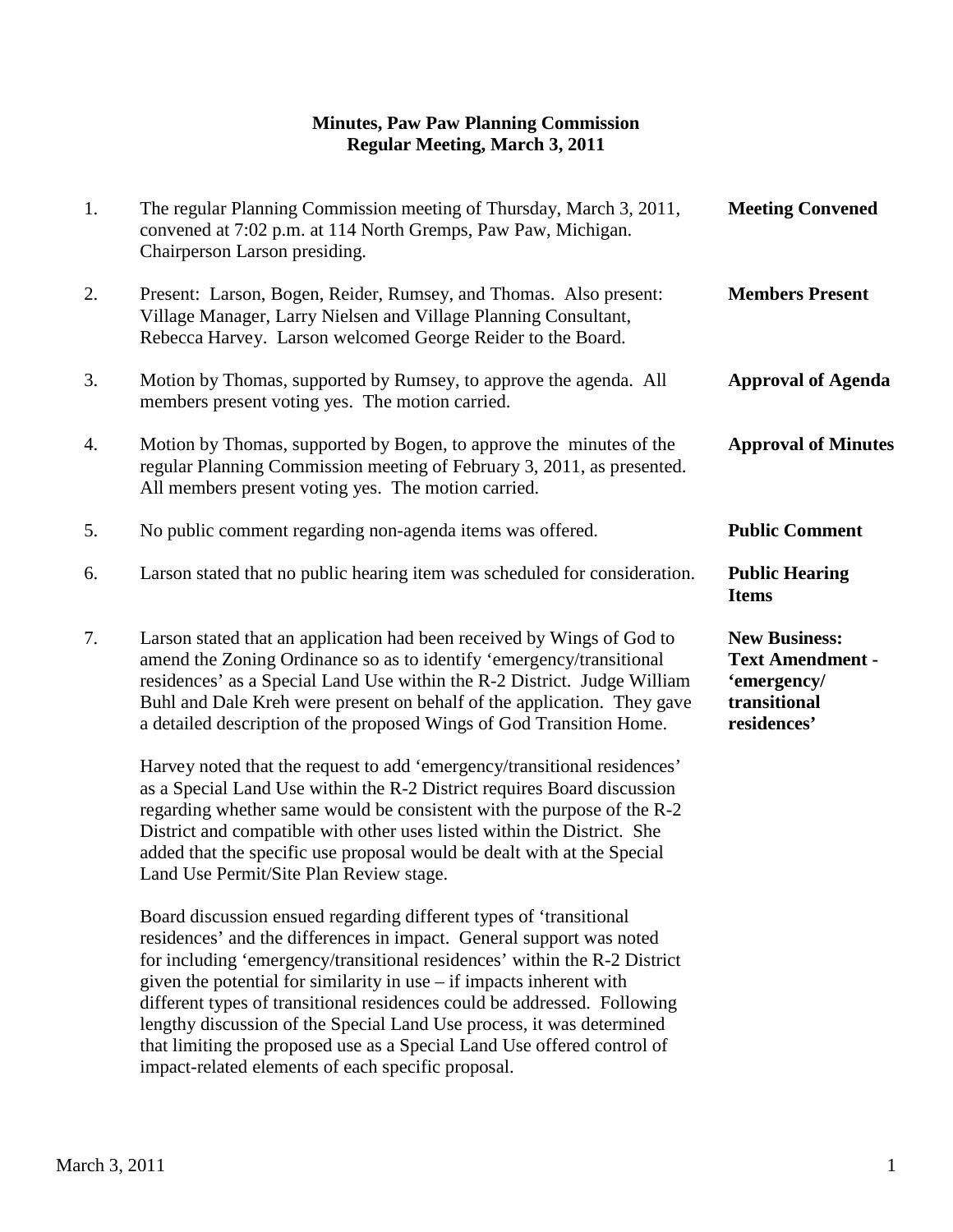**Minutes, Paw Paw Planning Commission**
**Regular Meeting, March 3, 2011**

| | | |
|---|---|---|
| 1. | The regular Planning Commission meeting of Thursday, March 3, 2011, convened at 7:02 p.m. at 114 North Gremps, Paw Paw, Michigan. Chairperson Larson presiding. | **Meeting Convened** |
| 2. | Present: Larson, Bogen, Reider, Rumsey, and Thomas. Also present: Village Manager, Larry Nielsen and Village Planning Consultant, Rebecca Harvey. Larson welcomed George Reider to the Board. | **Members Present** |
| 3. | Motion by Thomas, supported by Rumsey, to approve the agenda. All members present voting yes. The motion carried. | **Approval of Agenda** |
| 4. | Motion by Thomas, supported by Bogen, to approve the minutes of the regular Planning Commission meeting of February 3, 2011, as presented. All members present voting yes. The motion carried. | **Approval of Minutes** |
| 5. | No public comment regarding non-agenda items was offered. | **Public Comment** |
| 6. | Larson stated that no public hearing item was scheduled for consideration. | **Public Hearing Items** |
| 7. | Larson stated that an application had been received by Wings of God to amend the Zoning Ordinance so as to identify 'emergency/transitional residences' as a Special Land Use within the R-2 District. Judge William Buhl and Dale Kreh were present on behalf of the application. They gave a detailed description of the proposed Wings of God Transition Home. | **New Business: Text Amendment - 'emergency/ transitional residences'** |

Harvey noted that the request to add 'emergency/transitional residences' as a Special Land Use within the R-2 District requires Board discussion regarding whether same would be consistent with the purpose of the R-2 District and compatible with other uses listed within the District. She added that the specific use proposal would be dealt with at the Special Land Use Permit/Site Plan Review stage.

Board discussion ensued regarding different types of 'transitional residences' and the differences in impact. General support was noted for including 'emergency/transitional residences' within the R-2 District given the potential for similarity in use – if impacts inherent with different types of transitional residences could be addressed. Following lengthy discussion of the Special Land Use process, it was determined that limiting the proposed use as a Special Land Use offered control of impact-related elements of each specific proposal.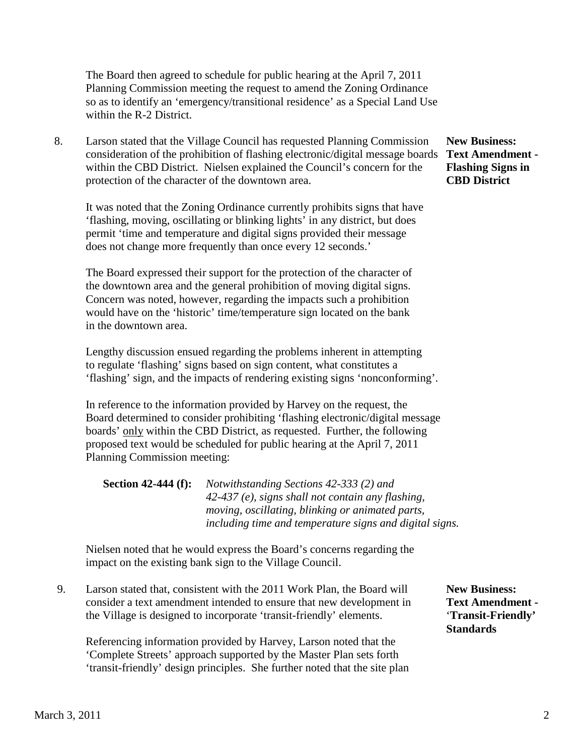The Board then agreed to schedule for public hearing at the April 7, 2011 Planning Commission meeting the request to amend the Zoning Ordinance so as to identify an 'emergency/transitional residence' as a Special Land Use within the R-2 District.

8. Larson stated that the Village Council has requested Planning Commission consideration of the prohibition of flashing electronic/digital message boards within the CBD District. Nielsen explained the Council's concern for the protection of the character of the downtown area.

   **New Business: Text Amendment - Flashing Signs in CBD District**

   It was noted that the Zoning Ordinance currently prohibits signs that have 'flashing, moving, oscillating or blinking lights' in any district, but does permit 'time and temperature and digital signs provided their message does not change more frequently than once every 12 seconds.'

   The Board expressed their support for the protection of the character of the downtown area and the general prohibition of moving digital signs. Concern was noted, however, regarding the impacts such a prohibition would have on the 'historic' time/temperature sign located on the bank in the downtown area.

   Lengthy discussion ensued regarding the problems inherent in attempting to regulate 'flashing' signs based on sign content, what constitutes a 'flashing' sign, and the impacts of rendering existing signs 'nonconforming'.

   In reference to the information provided by Harvey on the request, the Board determined to consider prohibiting 'flashing electronic/digital message boards' <u>only</u> within the CBD District, as requested. Further, the following proposed text would be scheduled for public hearing at the April 7, 2011 Planning Commission meeting:

   **Section 42-444 (f):** *Notwithstanding Sections 42-333 (2) and 42-437 (e), signs shall not contain any flashing, moving, oscillating, blinking or animated parts, including time and temperature signs and digital signs.*

   Nielsen noted that he would express the Board's concerns regarding the impact on the existing bank sign to the Village Council.

9. Larson stated that, consistent with the 2011 Work Plan, the Board will consider a text amendment intended to ensure that new development in the Village is designed to incorporate 'transit-friendly' elements.

   **New Business: Text Amendment - 'Transit-Friendly' Standards**

   Referencing information provided by Harvey, Larson noted that the 'Complete Streets' approach supported by the Master Plan sets forth 'transit-friendly' design principles. She further noted that the site plan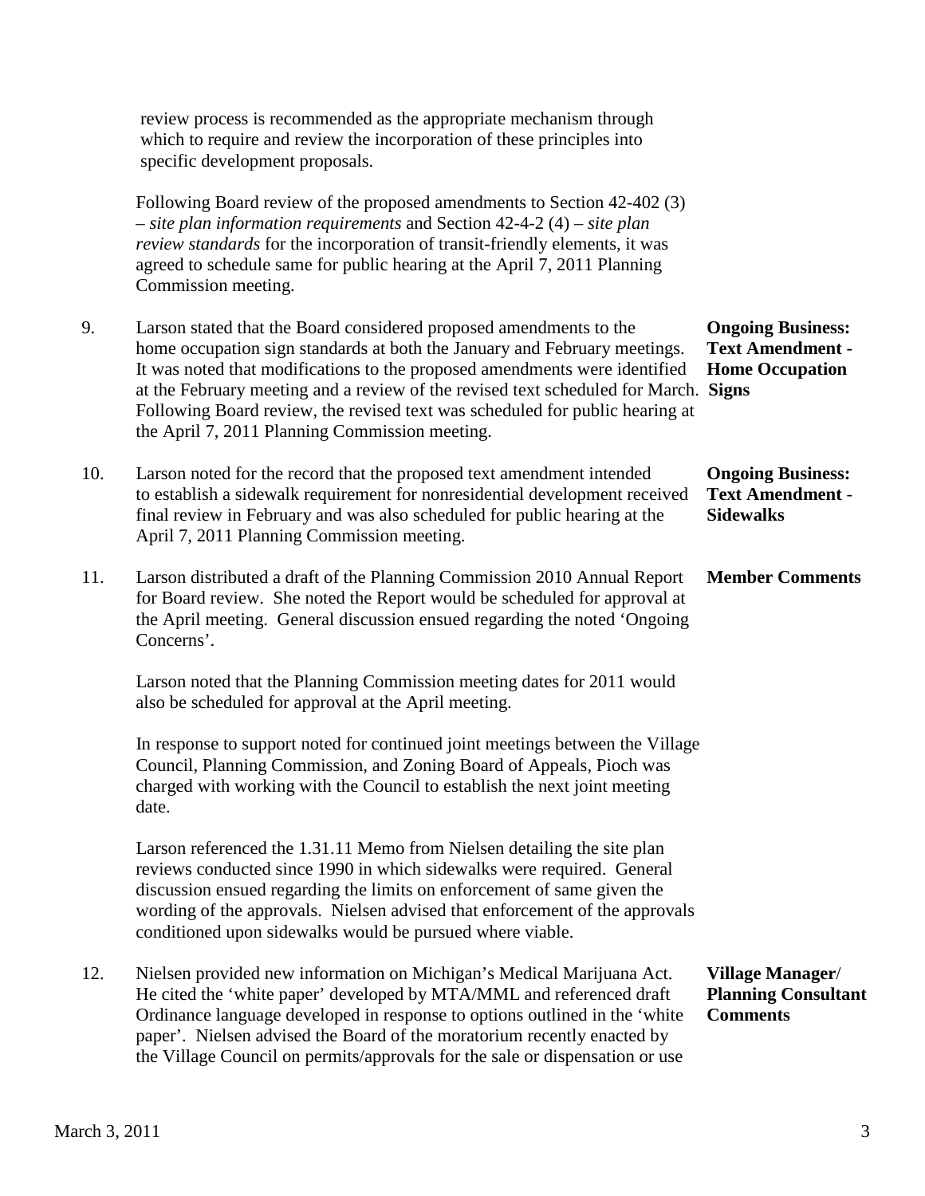review process is recommended as the appropriate mechanism through which to require and review the incorporation of these principles into specific development proposals.

Following Board review of the proposed amendments to Section 42-402 (3) – *site plan information requirements* and Section 42-4-2 (4) – *site plan review standards* for the incorporation of transit-friendly elements, it was agreed to schedule same for public hearing at the April 7, 2011 Planning Commission meeting.

9. Larson stated that the Board considered proposed amendments to the home occupation sign standards at both the January and February meetings. It was noted that modifications to the proposed amendments were identified at the February meeting and a review of the revised text scheduled for March. Following Board review, the revised text was scheduled for public hearing at the April 7, 2011 Planning Commission meeting.

   **Ongoing Business: Text Amendment - Home Occupation Signs**

10. Larson noted for the record that the proposed text amendment intended to establish a sidewalk requirement for nonresidential development received final review in February and was also scheduled for public hearing at the April 7, 2011 Planning Commission meeting.

    **Ongoing Business: Text Amendment - Sidewalks**

11. Larson distributed a draft of the Planning Commission 2010 Annual Report for Board review. She noted the Report would be scheduled for approval at the April meeting. General discussion ensued regarding the noted 'Ongoing Concerns'.

    **Member Comments**

    Larson noted that the Planning Commission meeting dates for 2011 would also be scheduled for approval at the April meeting.

    In response to support noted for continued joint meetings between the Village Council, Planning Commission, and Zoning Board of Appeals, Pioch was charged with working with the Council to establish the next joint meeting date.

    Larson referenced the 1.31.11 Memo from Nielsen detailing the site plan reviews conducted since 1990 in which sidewalks were required. General discussion ensued regarding the limits on enforcement of same given the wording of the approvals. Nielsen advised that enforcement of the approvals conditioned upon sidewalks would be pursued where viable.

12. Nielsen provided new information on Michigan's Medical Marijuana Act. He cited the 'white paper' developed by MTA/MML and referenced draft Ordinance language developed in response to options outlined in the 'white paper'. Nielsen advised the Board of the moratorium recently enacted by the Village Council on permits/approvals for the sale or dispensation or use

    **Village Manager/ Planning Consultant Comments**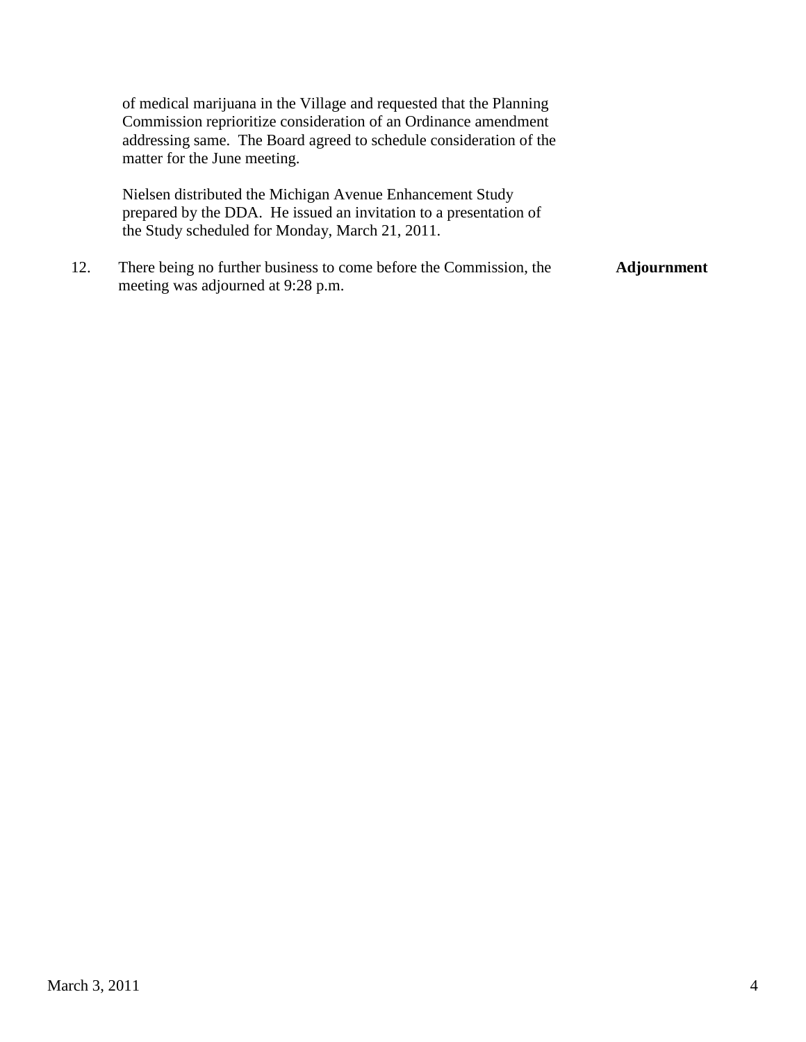of medical marijuana in the Village and requested that the Planning Commission reprioritize consideration of an Ordinance amendment addressing same. The Board agreed to schedule consideration of the matter for the June meeting.

Nielsen distributed the Michigan Avenue Enhancement Study prepared by the DDA. He issued an invitation to a presentation of the Study scheduled for Monday, March 21, 2011.

12. There being no further business to come before the Commission, the meeting was adjourned at 9:28 p.m. **Adjournment**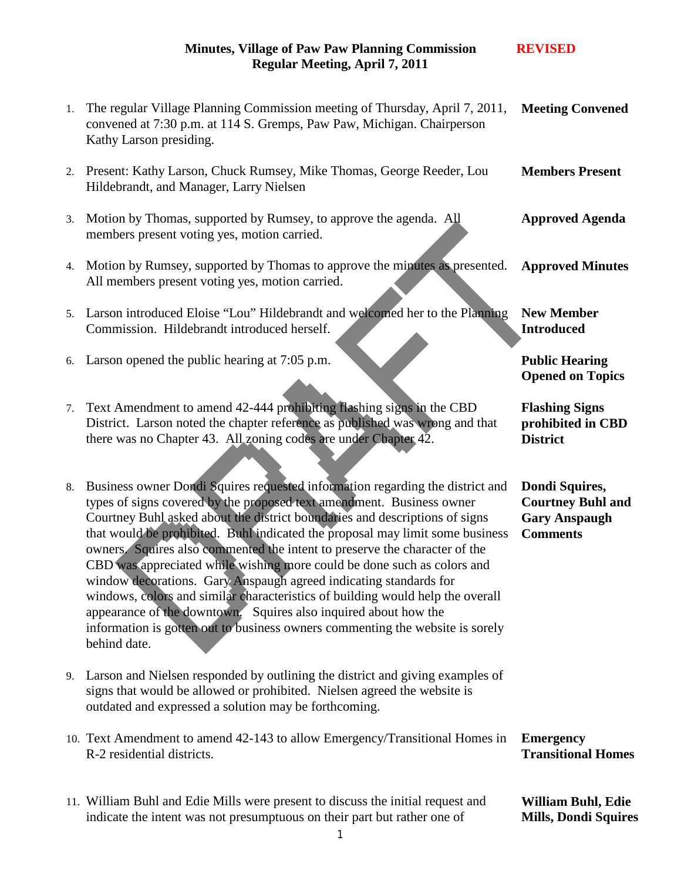# Minutes, Village of Paw Paw Planning Commission — REVISED
## Regular Meeting, April 7, 2011

| | Minutes | Topic |
|---|---|---|
| 1. | The regular Village Planning Commission meeting of Thursday, April 7, 2011, convened at 7:30 p.m. at 114 S. Gremps, Paw Paw, Michigan. Chairperson Kathy Larson presiding. | **Meeting Convened** |
| 2. | Present: Kathy Larson, Chuck Rumsey, Mike Thomas, George Reeder, Lou Hildebrandt, and Manager, Larry Nielsen | **Members Present** |
| 3. | Motion by Thomas, supported by Rumsey, to approve the agenda. All members present voting yes, motion carried. | **Approved Agenda** |
| 4. | Motion by Rumsey, supported by Thomas to approve the minutes as presented. All members present voting yes, motion carried. | **Approved Minutes** |
| 5. | Larson introduced Eloise "Lou" Hildebrandt and welcomed her to the Planning Commission. Hildebrandt introduced herself. | **New Member Introduced** |
| 6. | Larson opened the public hearing at 7:05 p.m. | **Public Hearing Opened on Topics** |
| 7. | Text Amendment to amend 42-444 prohibiting flashing signs in the CBD District. Larson noted the chapter reference as published was wrong and that there was no Chapter 43. All zoning codes are under Chapter 42. | **Flashing Signs prohibited in CBD District** |
| 8. | Business owner Dondi Squires requested information regarding the district and types of signs covered by the proposed text amendment. Business owner Courtney Buhl asked about the district boundaries and descriptions of signs that would be prohibited. Buhl indicated the proposal may limit some business owners. Squires also commented the intent to preserve the character of the CBD was appreciated while wishing more could be done such as colors and window decorations. Gary Anspaugh agreed indicating standards for windows, colors and similar characteristics of building would help the overall appearance of the downtown. Squires also inquired about how the information is gotten out to business owners commenting the website is sorely behind date. | **Dondi Squires, Courtney Buhl and Gary Anspaugh Comments** |
| 9. | Larson and Nielsen responded by outlining the district and giving examples of signs that would be allowed or prohibited. Nielsen agreed the website is outdated and expressed a solution may be forthcoming. | |
| 10. | Text Amendment to amend 42-143 to allow Emergency/Transitional Homes in R-2 residential districts. | **Emergency Transitional Homes** |
| 11. | William Buhl and Edie Mills were present to discuss the initial request and indicate the intent was not presumptuous on their part but rather one of | **William Buhl, Edie Mills, Dondi Squires** |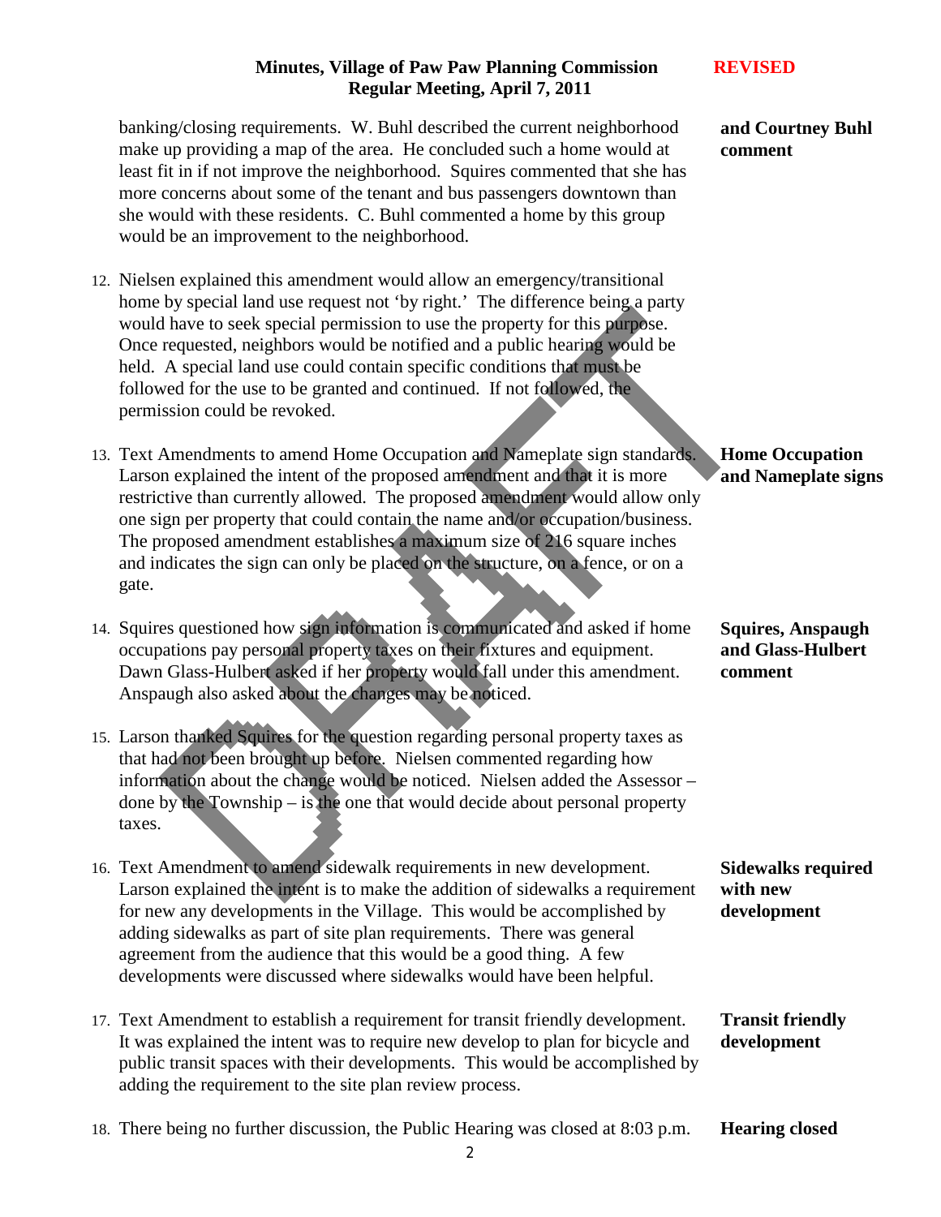banking/closing requirements. W. Buhl described the current neighborhood make up providing a map of the area. He concluded such a home would at least fit in if not improve the neighborhood. Squires commented that she has more concerns about some of the tenant and bus passengers downtown than she would with these residents. C. Buhl commented a home by this group would be an improvement to the neighborhood. — **and Courtney Buhl comment**

12. Nielsen explained this amendment would allow an emergency/transitional home by special land use request not 'by right.' The difference being a party would have to seek special permission to use the property for this purpose. Once requested, neighbors would be notified and a public hearing would be held. A special land use could contain specific conditions that must be followed for the use to be granted and continued. If not followed, the permission could be revoked.

13. Text Amendments to amend Home Occupation and Nameplate sign standards. Larson explained the intent of the proposed amendment and that it is more restrictive than currently allowed. The proposed amendment would allow only one sign per property that could contain the name and/or occupation/business. The proposed amendment establishes a maximum size of 216 square inches and indicates the sign can only be placed on the structure, on a fence, or on a gate. — **Home Occupation and Nameplate signs**

14. Squires questioned how sign information is communicated and asked if home occupations pay personal property taxes on their fixtures and equipment. Dawn Glass-Hulbert asked if her property would fall under this amendment. Anspaugh also asked about the changes may be noticed. — **Squires, Anspaugh and Glass-Hulbert comment**

15. Larson thanked Squires for the question regarding personal property taxes as that had not been brought up before. Nielsen commented regarding how information about the change would be noticed. Nielsen added the Assessor – done by the Township – is the one that would decide about personal property taxes.

16. Text Amendment to amend sidewalk requirements in new development. Larson explained the intent is to make the addition of sidewalks a requirement for new any developments in the Village. This would be accomplished by adding sidewalks as part of site plan requirements. There was general agreement from the audience that this would be a good thing. A few developments were discussed where sidewalks would have been helpful. — **Sidewalks required with new development**

17. Text Amendment to establish a requirement for transit friendly development. It was explained the intent was to require new develop to plan for bicycle and public transit spaces with their developments. This would be accomplished by adding the requirement to the site plan review process. — **Transit friendly development**

18. There being no further discussion, the Public Hearing was closed at 8:03 p.m. — **Hearing closed**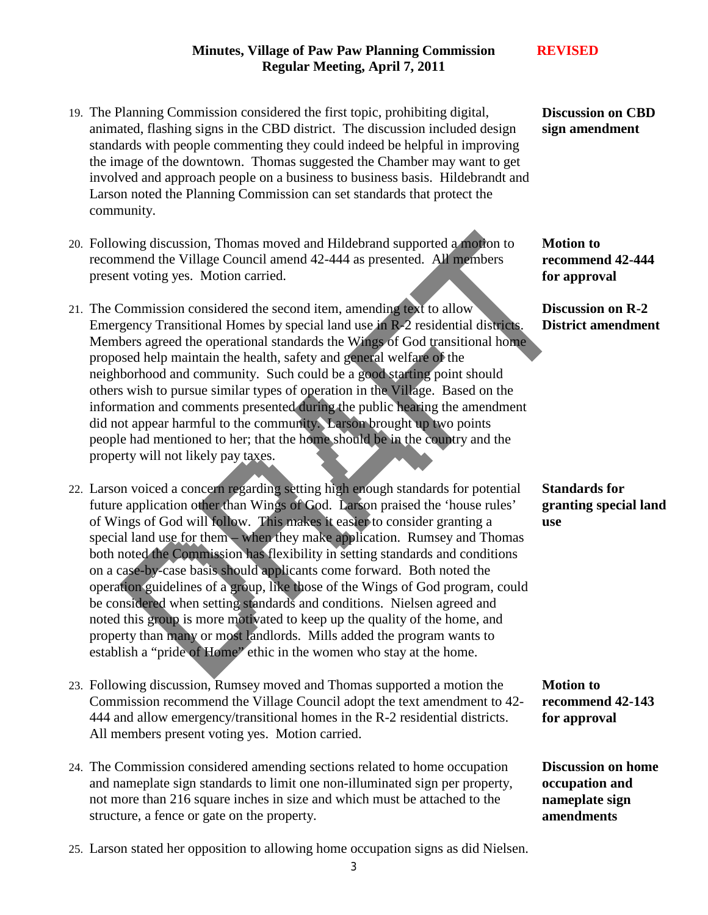**Minutes, Village of Paw Paw Planning Commission** **REVISED**
**Regular Meeting, April 7, 2011**

19. The Planning Commission considered the first topic, prohibiting digital, animated, flashing signs in the CBD district. The discussion included design standards with people commenting they could indeed be helpful in improving the image of the downtown. Thomas suggested the Chamber may want to get involved and approach people on a business to business basis. Hildebrandt and Larson noted the Planning Commission can set standards that protect the community.

   **Discussion on CBD sign amendment**

20. Following discussion, Thomas moved and Hildebrand supported a motion to recommend the Village Council amend 42-444 as presented. All members present voting yes. Motion carried.

   **Motion to recommend 42-444 for approval**

21. The Commission considered the second item, amending text to allow Emergency Transitional Homes by special land use in R-2 residential districts. Members agreed the operational standards the Wings of God transitional home proposed help maintain the health, safety and general welfare of the neighborhood and community. Such could be a good starting point should others wish to pursue similar types of operation in the Village. Based on the information and comments presented during the public hearing the amendment did not appear harmful to the community. Larson brought up two points people had mentioned to her; that the home should be in the country and the property will not likely pay taxes.

   **Discussion on R-2 District amendment**

22. Larson voiced a concern regarding setting high enough standards for potential future application other than Wings of God. Larson praised the 'house rules' of Wings of God will follow. This makes it easier to consider granting a special land use for them – when they make application. Rumsey and Thomas both noted the Commission has flexibility in setting standards and conditions on a case-by-case basis should applicants come forward. Both noted the operation guidelines of a group, like those of the Wings of God program, could be considered when setting standards and conditions. Nielsen agreed and noted this group is more motivated to keep up the quality of the home, and property than many or most landlords. Mills added the program wants to establish a "pride of Home" ethic in the women who stay at the home.

   **Standards for granting special land use**

23. Following discussion, Rumsey moved and Thomas supported a motion the Commission recommend the Village Council adopt the text amendment to 42-444 and allow emergency/transitional homes in the R-2 residential districts. All members present voting yes. Motion carried.

   **Motion to recommend 42-143 for approval**

24. The Commission considered amending sections related to home occupation and nameplate sign standards to limit one non-illuminated sign per property, not more than 216 square inches in size and which must be attached to the structure, a fence or gate on the property.

   **Discussion on home occupation and nameplate sign amendments**

25. Larson stated her opposition to allowing home occupation signs as did Nielsen.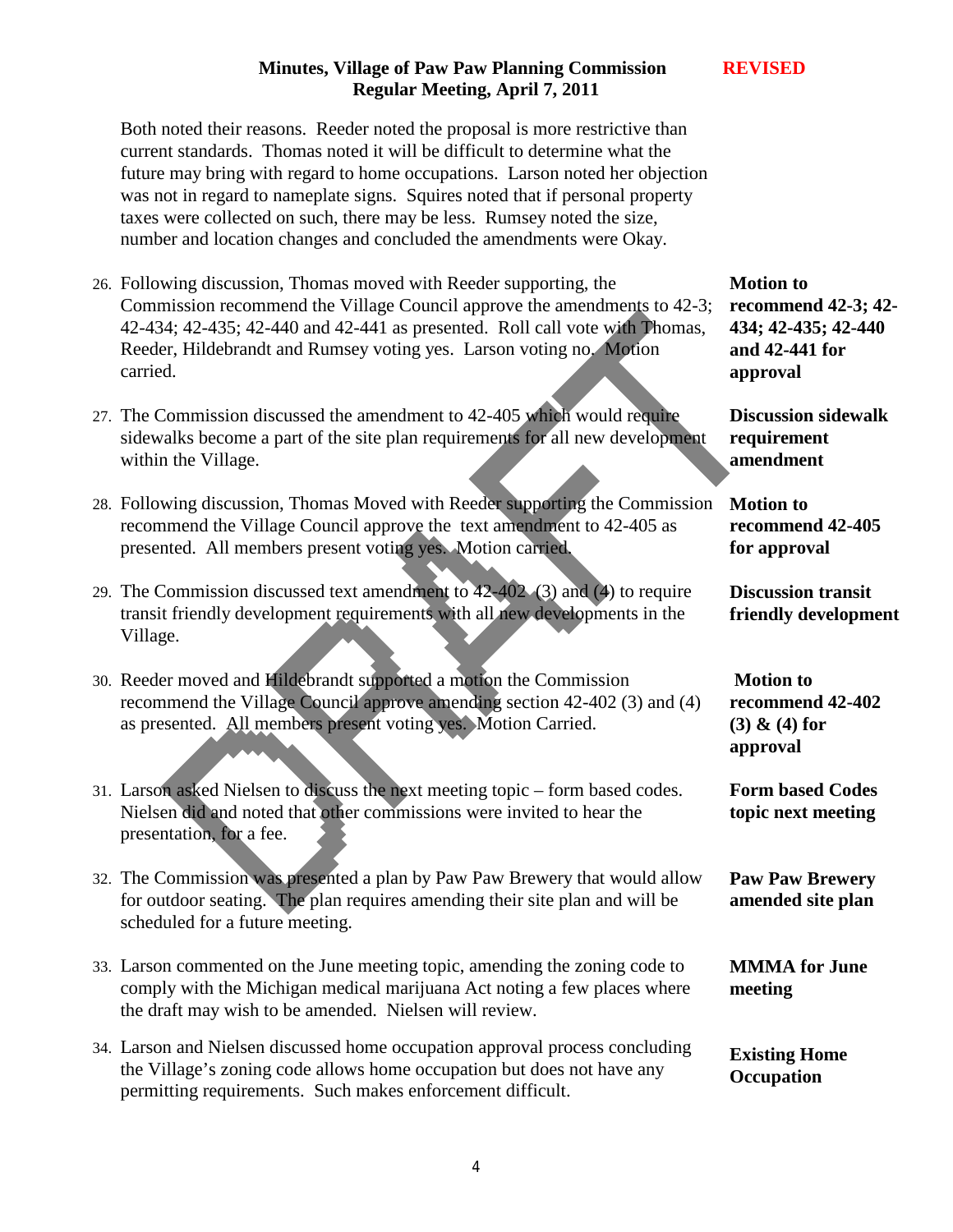Both noted their reasons. Reeder noted the proposal is more restrictive than current standards. Thomas noted it will be difficult to determine what the future may bring with regard to home occupations. Larson noted her objection was not in regard to nameplate signs. Squires noted that if personal property taxes were collected on such, there may be less. Rumsey noted the size, number and location changes and concluded the amendments were Okay.

26. Following discussion, Thomas moved with Reeder supporting, the Commission recommend the Village Council approve the amendments to 42-3; 42-434; 42-435; 42-440 and 42-441 as presented. Roll call vote with Thomas, Reeder, Hildebrandt and Rumsey voting yes. Larson voting no. Motion carried.

   **Motion to recommend 42-3; 42-434; 42-435; 42-440 and 42-441 for approval**

27. The Commission discussed the amendment to 42-405 which would require sidewalks become a part of the site plan requirements for all new development within the Village.

   **Discussion sidewalk requirement amendment**

28. Following discussion, Thomas Moved with Reeder supporting the Commission recommend the Village Council approve the text amendment to 42-405 as presented. All members present voting yes. Motion carried.

   **Motion to recommend 42-405 for approval**

29. The Commission discussed text amendment to 42-402 (3) and (4) to require transit friendly development requirements with all new developments in the Village.

   **Discussion transit friendly development**

30. Reeder moved and Hildebrandt supported a motion the Commission recommend the Village Council approve amending section 42-402 (3) and (4) as presented. All members present voting yes. Motion Carried.

   **Motion to recommend 42-402 (3) & (4) for approval**

31. Larson asked Nielsen to discuss the next meeting topic – form based codes. Nielsen did and noted that other commissions were invited to hear the presentation, for a fee.

   **Form based Codes topic next meeting**

32. The Commission was presented a plan by Paw Paw Brewery that would allow for outdoor seating. The plan requires amending their site plan and will be scheduled for a future meeting.

   **Paw Paw Brewery amended site plan**

33. Larson commented on the June meeting topic, amending the zoning code to comply with the Michigan medical marijuana Act noting a few places where the draft may wish to be amended. Nielsen will review.

   **MMMA for June meeting**

34. Larson and Nielsen discussed home occupation approval process concluding the Village's zoning code allows home occupation but does not have any permitting requirements. Such makes enforcement difficult.

   **Existing Home Occupation**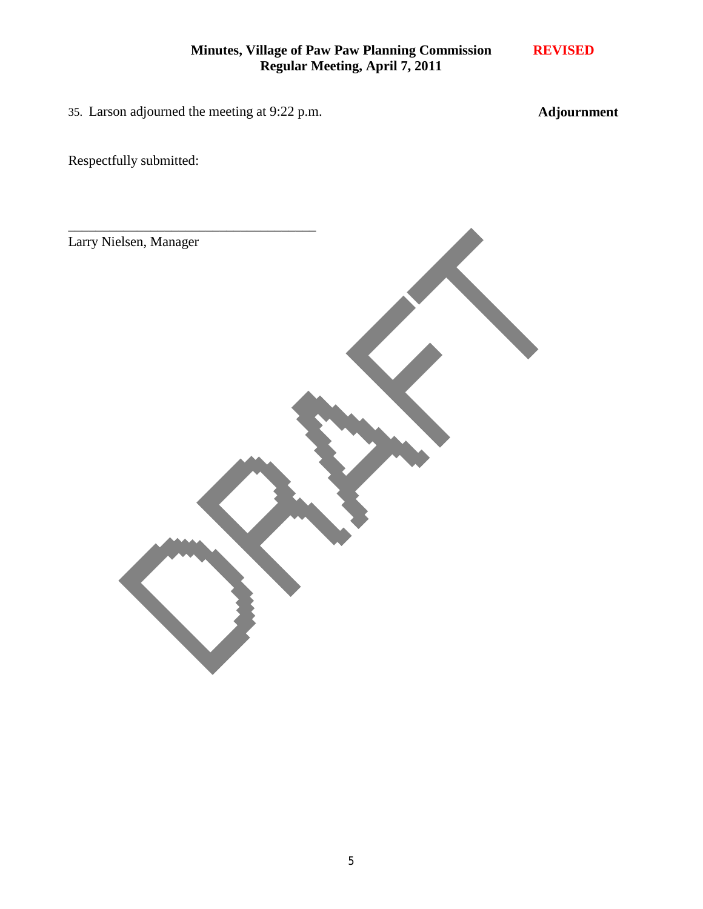35. Larson adjourned the meeting at 9:22 p.m. **Adjournment**

Respectfully submitted:

\_\_\_\_\_\_\_\_\_\_\_\_\_\_\_\_\_\_\_\_\_\_\_\_\_\_\_\_\_\_\_\_\_\_\_\_\_

Larry Nielsen, Manager

DRAFT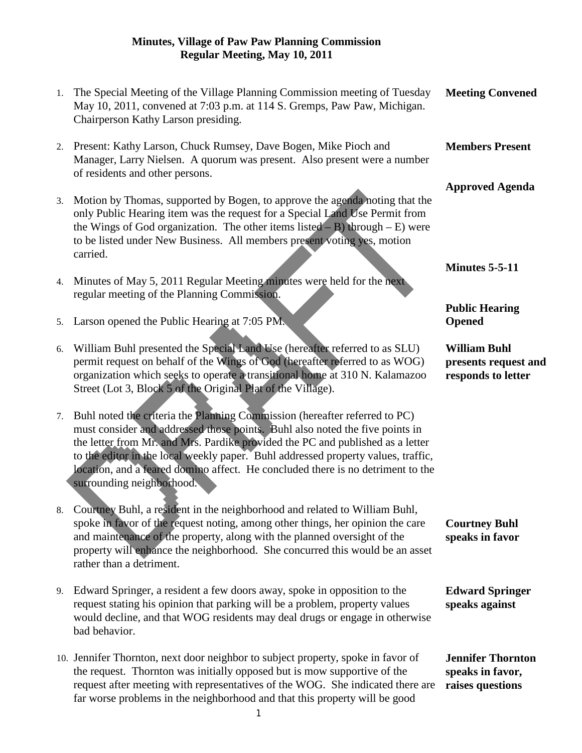# Minutes, Village of Paw Paw Planning Commission
## Regular Meeting, May 10, 2011

1. **Meeting Convened** — The Special Meeting of the Village Planning Commission meeting of Tuesday May 10, 2011, convened at 7:03 p.m. at 114 S. Gremps, Paw Paw, Michigan. Chairperson Kathy Larson presiding.

2. **Members Present** — Present: Kathy Larson, Chuck Rumsey, Dave Bogen, Mike Pioch and Manager, Larry Nielsen. A quorum was present. Also present were a number of residents and other persons.

3. **Approved Agenda** — Motion by Thomas, supported by Bogen, to approve the agenda noting that the only Public Hearing item was the request for a Special Land Use Permit from the Wings of God organization. The other items listed – B) through – E) were to be listed under New Business. All members present voting yes, motion carried.

4. **Minutes 5-5-11** — Minutes of May 5, 2011 Regular Meeting minutes were held for the next regular meeting of the Planning Commission.

5. **Public Hearing Opened** — Larson opened the Public Hearing at 7:05 PM.

6. **William Buhl presents request and responds to letter** — William Buhl presented the Special Land Use (hereafter referred to as SLU) permit request on behalf of the Wings of God (hereafter referred to as WOG) organization which seeks to operate a transitional home at 310 N. Kalamazoo Street (Lot 3, Block 5 of the Original Plat of the Village).

7. Buhl noted the criteria the Planning Commission (hereafter referred to PC) must consider and addressed those points. Buhl also noted the five points in the letter from Mr. and Mrs. Pardike provided the PC and published as a letter to the editor in the local weekly paper. Buhl addressed property values, traffic, location, and a feared domino affect. He concluded there is no detriment to the surrounding neighborhood.

8. **Courtney Buhl speaks in favor** — Courtney Buhl, a resident in the neighborhood and related to William Buhl, spoke in favor of the request noting, among other things, her opinion the care and maintenance of the property, along with the planned oversight of the property will enhance the neighborhood. She concurred this would be an asset rather than a detriment.

9. **Edward Springer speaks against** — Edward Springer, a resident a few doors away, spoke in opposition to the request stating his opinion that parking will be a problem, property values would decline, and that WOG residents may deal drugs or engage in otherwise bad behavior.

10. **Jennifer Thornton speaks in favor, raises questions** — Jennifer Thornton, next door neighbor to subject property, spoke in favor of the request. Thornton was initially opposed but is mow supportive of the request after meeting with representatives of the WOG. She indicated there are far worse problems in the neighborhood and that this property will be good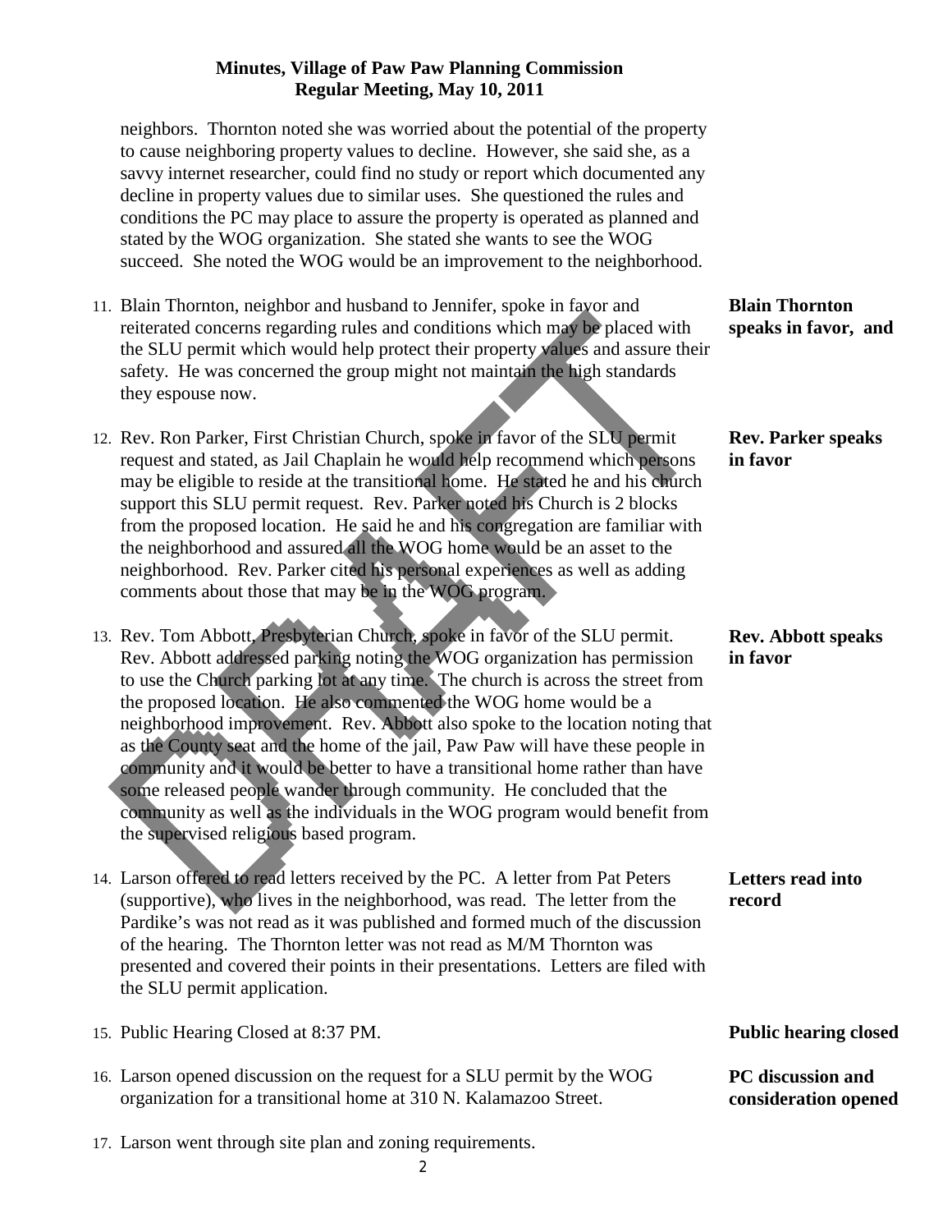neighbors. Thornton noted she was worried about the potential of the property to cause neighboring property values to decline. However, she said she, as a savvy internet researcher, could find no study or report which documented any decline in property values due to similar uses. She questioned the rules and conditions the PC may place to assure the property is operated as planned and stated by the WOG organization. She stated she wants to see the WOG succeed. She noted the WOG would be an improvement to the neighborhood.

11. Blain Thornton, neighbor and husband to Jennifer, spoke in favor and reiterated concerns regarding rules and conditions which may be placed with the SLU permit which would help protect their property values and assure their safety. He was concerned the group might not maintain the high standards they espouse now. **Blain Thornton speaks in favor, and**

12. Rev. Ron Parker, First Christian Church, spoke in favor of the SLU permit request and stated, as Jail Chaplain he would help recommend which persons may be eligible to reside at the transitional home. He stated he and his church support this SLU permit request. Rev. Parker noted his Church is 2 blocks from the proposed location. He said he and his congregation are familiar with the neighborhood and assured all the WOG home would be an asset to the neighborhood. Rev. Parker cited his personal experiences as well as adding comments about those that may be in the WOG program. **Rev. Parker speaks in favor**

13. Rev. Tom Abbott, Presbyterian Church, spoke in favor of the SLU permit. Rev. Abbott addressed parking noting the WOG organization has permission to use the Church parking lot at any time. The church is across the street from the proposed location. He also commented the WOG home would be a neighborhood improvement. Rev. Abbott also spoke to the location noting that as the County seat and the home of the jail, Paw Paw will have these people in community and it would be better to have a transitional home rather than have some released people wander through community. He concluded that the community as well as the individuals in the WOG program would benefit from the supervised religious based program. **Rev. Abbott speaks in favor**

14. Larson offered to read letters received by the PC. A letter from Pat Peters (supportive), who lives in the neighborhood, was read. The letter from the Pardike's was not read as it was published and formed much of the discussion of the hearing. The Thornton letter was not read as M/M Thornton was presented and covered their points in their presentations. Letters are filed with the SLU permit application. **Letters read into record**

15. Public Hearing Closed at 8:37 PM. **Public hearing closed**

16. Larson opened discussion on the request for a SLU permit by the WOG organization for a transitional home at 310 N. Kalamazoo Street. **PC discussion and consideration opened**

17. Larson went through site plan and zoning requirements.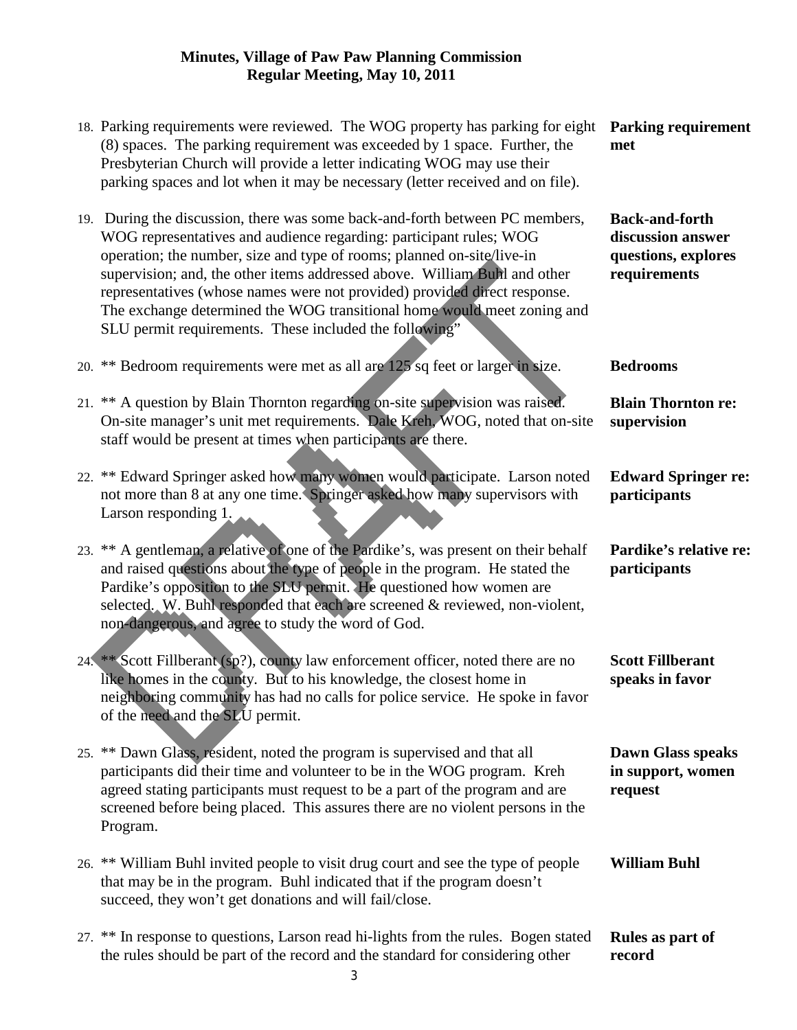**Minutes, Village of Paw Paw Planning Commission**
**Regular Meeting, May 10, 2011**

18. Parking requirements were reviewed. The WOG property has parking for eight (8) spaces. The parking requirement was exceeded by 1 space. Further, the Presbyterian Church will provide a letter indicating WOG may use their parking spaces and lot when it may be necessary (letter received and on file). **Parking requirement met**

19. During the discussion, there was some back-and-forth between PC members, WOG representatives and audience regarding: participant rules; WOG operation; the number, size and type of rooms; planned on-site/live-in supervision; and, the other items addressed above. William Buhl and other representatives (whose names were not provided) provided direct response. The exchange determined the WOG transitional home would meet zoning and SLU permit requirements. These included the following" **Back-and-forth discussion answer questions, explores requirements**

20. ** Bedroom requirements were met as all are 125 sq feet or larger in size. **Bedrooms**

21. ** A question by Blain Thornton regarding on-site supervision was raised. On-site manager's unit met requirements. Dale Kreh, WOG, noted that on-site staff would be present at times when participants are there. **Blain Thornton re: supervision**

22. ** Edward Springer asked how many women would participate. Larson noted not more than 8 at any one time. Springer asked how many supervisors with Larson responding 1. **Edward Springer re: participants**

23. ** A gentleman, a relative of one of the Pardike's, was present on their behalf and raised questions about the type of people in the program. He stated the Pardike's opposition to the SLU permit. He questioned how women are selected. W. Buhl responded that each are screened & reviewed, non-violent, non-dangerous, and agree to study the word of God. **Pardike's relative re: participants**

24. ** Scott Fillberant (sp?), county law enforcement officer, noted there are no like homes in the county. But to his knowledge, the closest home in neighboring community has had no calls for police service. He spoke in favor of the need and the SLU permit. **Scott Fillberant speaks in favor**

25. ** Dawn Glass, resident, noted the program is supervised and that all participants did their time and volunteer to be in the WOG program. Kreh agreed stating participants must request to be a part of the program and are screened before being placed. This assures there are no violent persons in the Program. **Dawn Glass speaks in support, women request**

26. ** William Buhl invited people to visit drug court and see the type of people that may be in the program. Buhl indicated that if the program doesn't succeed, they won't get donations and will fail/close. **William Buhl**

27. ** In response to questions, Larson read hi-lights from the rules. Bogen stated the rules should be part of the record and the standard for considering other **Rules as part of record**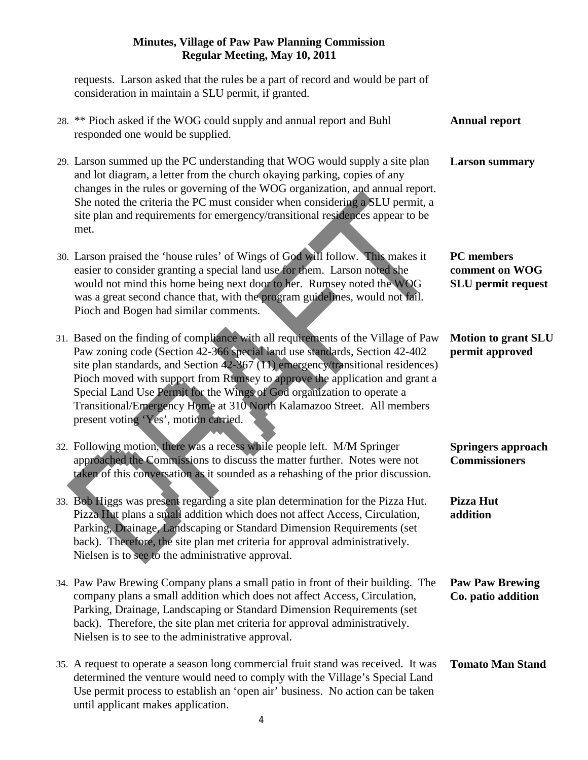requests. Larson asked that the rules be a part of record and would be part of consideration in maintain a SLU permit, if granted.

| | | |
|---|---|---|
| 28. | ** Pioch asked if the WOG could supply and annual report and Buhl responded one would be supplied. | **Annual report** |
| 29. | Larson summed up the PC understanding that WOG would supply a site plan and lot diagram, a letter from the church okaying parking, copies of any changes in the rules or governing of the WOG organization, and annual report. She noted the criteria the PC must consider when considering a SLU permit, a site plan and requirements for emergency/transitional residences appear to be met. | **Larson summary** |
| 30. | Larson praised the 'house rules' of Wings of God will follow. This makes it easier to consider granting a special land use for them. Larson noted she would not mind this home being next door to her. Rumsey noted the WOG was a great second chance that, with the program guidelines, would not fail. Pioch and Bogen had similar comments. | **PC members comment on WOG SLU permit request** |
| 31. | Based on the finding of compliance with all requirements of the Village of Paw Paw zoning code (Section 42-366 special land use standards, Section 42-402 site plan standards, and Section 42-367 (11) emergency/transitional residences) Pioch moved with support from Rumsey to approve the application and grant a Special Land Use Permit for the Wings of God organization to operate a Transitional/Emergency Home at 310 North Kalamazoo Street. All members present voting 'Yes', motion carried. | **Motion to grant SLU permit approved** |
| 32. | Following motion, there was a recess while people left. M/M Springer approached the Commissions to discuss the matter further. Notes were not taken of this conversation as it sounded as a rehashing of the prior discussion. | **Springers approach Commissioners** |
| 33. | Bob Higgs was present regarding a site plan determination for the Pizza Hut. Pizza Hut plans a small addition which does not affect Access, Circulation, Parking, Drainage, Landscaping or Standard Dimension Requirements (set back). Therefore, the site plan met criteria for approval administratively. Nielsen is to see to the administrative approval. | **Pizza Hut addition** |
| 34. | Paw Paw Brewing Company plans a small patio in front of their building. The company plans a small addition which does not affect Access, Circulation, Parking, Drainage, Landscaping or Standard Dimension Requirements (set back). Therefore, the site plan met criteria for approval administratively. Nielsen is to see to the administrative approval. | **Paw Paw Brewing Co. patio addition** |
| 35. | A request to operate a season long commercial fruit stand was received. It was determined the venture would need to comply with the Village's Special Land Use permit process to establish an 'open air' business. No action can be taken until applicant makes application. | **Tomato Man Stand** |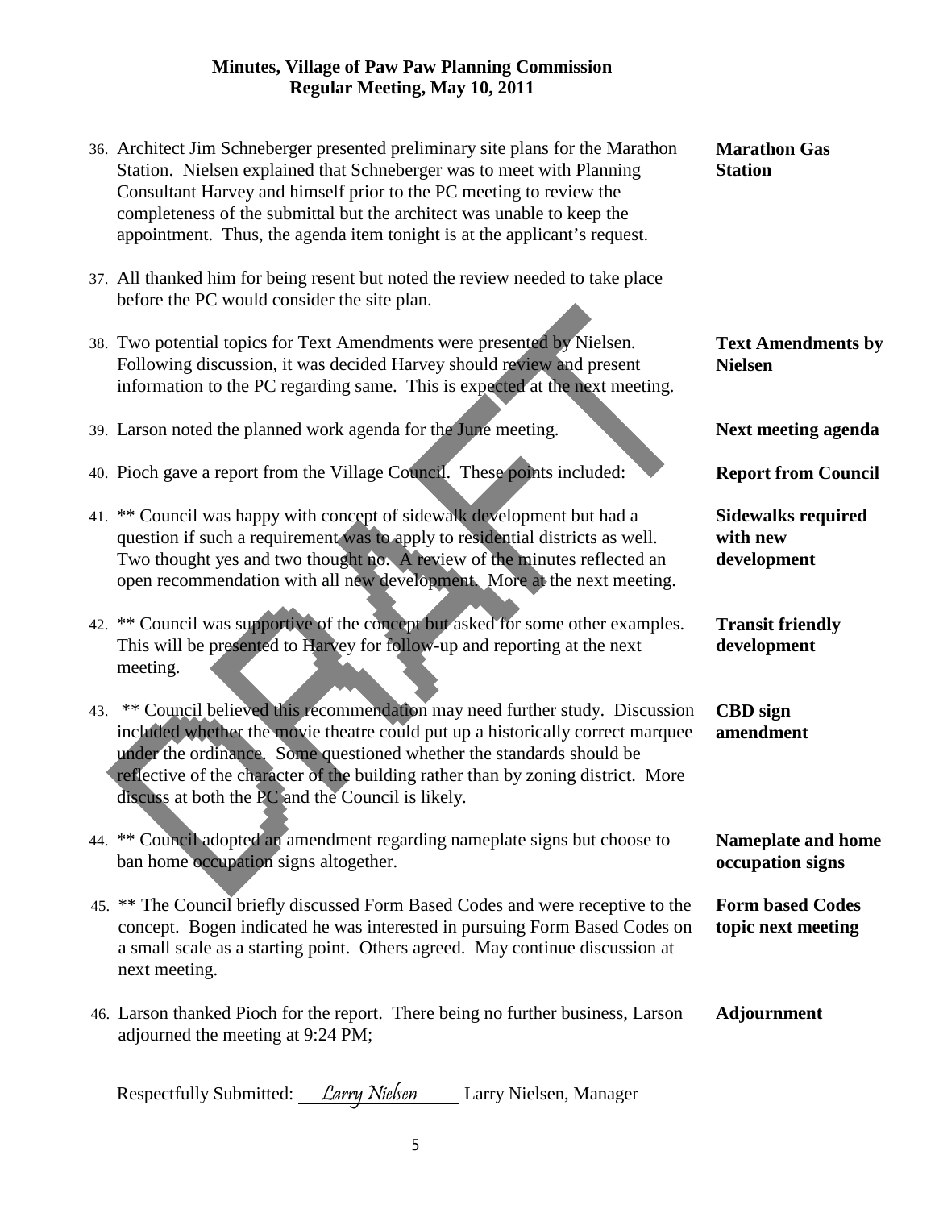**Minutes, Village of Paw Paw Planning Commission**
**Regular Meeting, May 10, 2011**

| | | |
|---|---|---|
| 36. | Architect Jim Schneberger presented preliminary site plans for the Marathon Station. Nielsen explained that Schneberger was to meet with Planning Consultant Harvey and himself prior to the PC meeting to review the completeness of the submittal but the architect was unable to keep the appointment. Thus, the agenda item tonight is at the applicant's request. | **Marathon Gas Station** |
| 37. | All thanked him for being resent but noted the review needed to take place before the PC would consider the site plan. | |
| 38. | Two potential topics for Text Amendments were presented by Nielsen. Following discussion, it was decided Harvey should review and present information to the PC regarding same. This is expected at the next meeting. | **Text Amendments by Nielsen** |
| 39. | Larson noted the planned work agenda for the June meeting. | **Next meeting agenda** |
| 40. | Pioch gave a report from the Village Council. These points included: | **Report from Council** |
| 41. | ** Council was happy with concept of sidewalk development but had a question if such a requirement was to apply to residential districts as well. Two thought yes and two thought no. A review of the minutes reflected an open recommendation with all new development. More at the next meeting. | **Sidewalks required with new development** |
| 42. | ** Council was supportive of the concept but asked for some other examples. This will be presented to Harvey for follow-up and reporting at the next meeting. | **Transit friendly development** |
| 43. | ** Council believed this recommendation may need further study. Discussion included whether the movie theatre could put up a historically correct marquee under the ordinance. Some questioned whether the standards should be reflective of the character of the building rather than by zoning district. More discuss at both the PC and the Council is likely. | **CBD sign amendment** |
| 44. | ** Council adopted an amendment regarding nameplate signs but choose to ban home occupation signs altogether. | **Nameplate and home occupation signs** |
| 45. | ** The Council briefly discussed Form Based Codes and were receptive to the concept. Bogen indicated he was interested in pursuing Form Based Codes on a small scale as a starting point. Others agreed. May continue discussion at next meeting. | **Form based Codes topic next meeting** |
| 46. | Larson thanked Pioch for the report. There being no further business, Larson adjourned the meeting at 9:24 PM; | **Adjournment** |

Respectfully Submitted: *Larry Nielsen* Larry Nielsen, Manager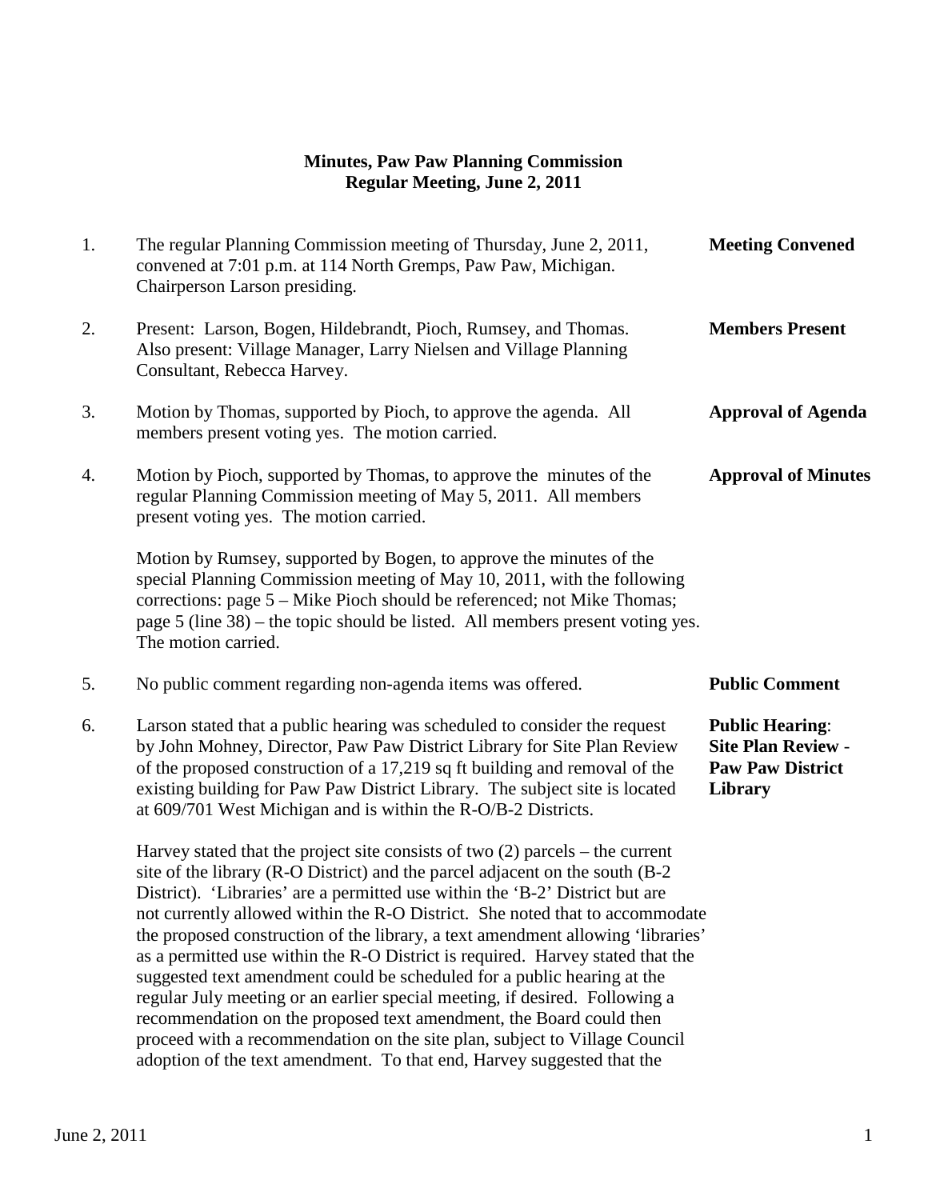**Minutes, Paw Paw Planning Commission**
**Regular Meeting, June 2, 2011**

1. The regular Planning Commission meeting of Thursday, June 2, 2011, convened at 7:01 p.m. at 114 North Gremps, Paw Paw, Michigan. Chairperson Larson presiding. **Meeting Convened**

2. Present: Larson, Bogen, Hildebrandt, Pioch, Rumsey, and Thomas. Also present: Village Manager, Larry Nielsen and Village Planning Consultant, Rebecca Harvey. **Members Present**

3. Motion by Thomas, supported by Pioch, to approve the agenda. All members present voting yes. The motion carried. **Approval of Agenda**

4. Motion by Pioch, supported by Thomas, to approve the minutes of the regular Planning Commission meeting of May 5, 2011. All members present voting yes. The motion carried. **Approval of Minutes**

   Motion by Rumsey, supported by Bogen, to approve the minutes of the special Planning Commission meeting of May 10, 2011, with the following corrections: page 5 – Mike Pioch should be referenced; not Mike Thomas; page 5 (line 38) – the topic should be listed. All members present voting yes. The motion carried.

5. No public comment regarding non-agenda items was offered. **Public Comment**

6. Larson stated that a public hearing was scheduled to consider the request by John Mohney, Director, Paw Paw District Library for Site Plan Review of the proposed construction of a 17,219 sq ft building and removal of the existing building for Paw Paw District Library. The subject site is located at 609/701 West Michigan and is within the R-O/B-2 Districts. **Public Hearing: Site Plan Review - Paw Paw District Library**

   Harvey stated that the project site consists of two (2) parcels – the current site of the library (R-O District) and the parcel adjacent on the south (B-2 District). 'Libraries' are a permitted use within the 'B-2' District but are not currently allowed within the R-O District. She noted that to accommodate the proposed construction of the library, a text amendment allowing 'libraries' as a permitted use within the R-O District is required. Harvey stated that the suggested text amendment could be scheduled for a public hearing at the regular July meeting or an earlier special meeting, if desired. Following a recommendation on the proposed text amendment, the Board could then proceed with a recommendation on the site plan, subject to Village Council adoption of the text amendment. To that end, Harvey suggested that the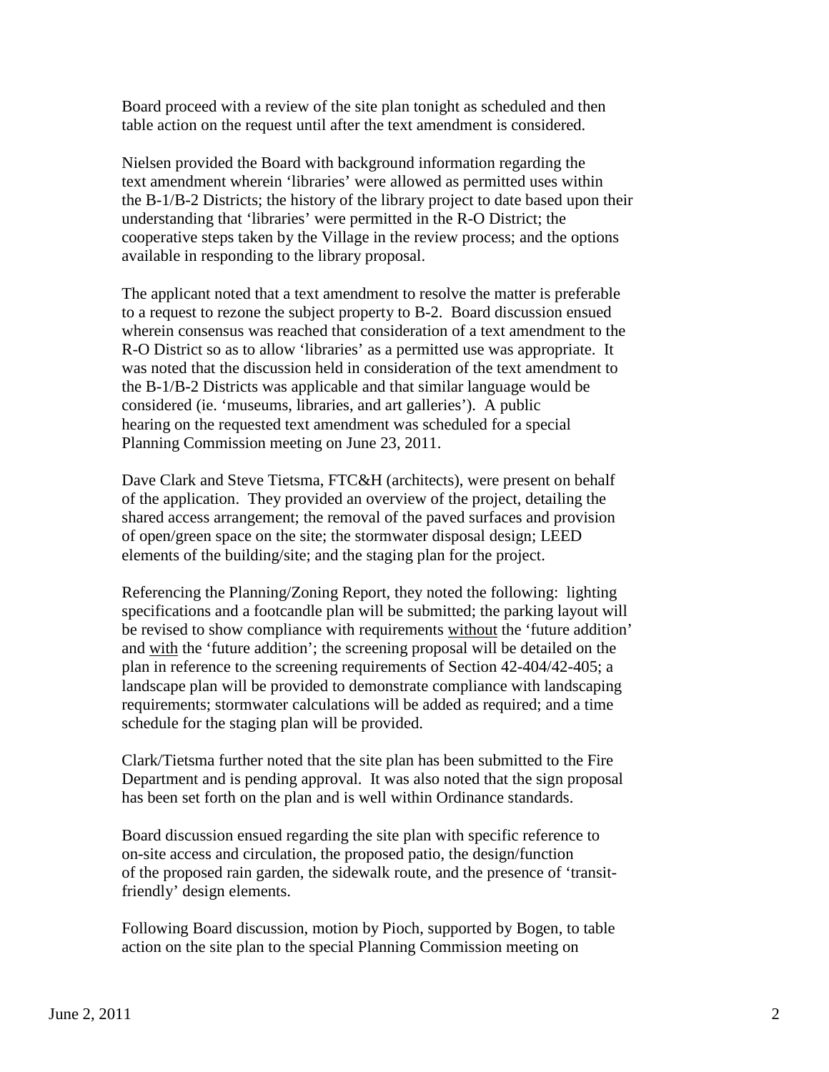Board proceed with a review of the site plan tonight as scheduled and then table action on the request until after the text amendment is considered.

Nielsen provided the Board with background information regarding the text amendment wherein 'libraries' were allowed as permitted uses within the B-1/B-2 Districts; the history of the library project to date based upon their understanding that 'libraries' were permitted in the R-O District; the cooperative steps taken by the Village in the review process; and the options available in responding to the library proposal.

The applicant noted that a text amendment to resolve the matter is preferable to a request to rezone the subject property to B-2. Board discussion ensued wherein consensus was reached that consideration of a text amendment to the R-O District so as to allow 'libraries' as a permitted use was appropriate. It was noted that the discussion held in consideration of the text amendment to the B-1/B-2 Districts was applicable and that similar language would be considered (ie. 'museums, libraries, and art galleries'). A public hearing on the requested text amendment was scheduled for a special Planning Commission meeting on June 23, 2011.

Dave Clark and Steve Tietsma, FTC&H (architects), were present on behalf of the application. They provided an overview of the project, detailing the shared access arrangement; the removal of the paved surfaces and provision of open/green space on the site; the stormwater disposal design; LEED elements of the building/site; and the staging plan for the project.

Referencing the Planning/Zoning Report, they noted the following: lighting specifications and a footcandle plan will be submitted; the parking layout will be revised to show compliance with requirements <u>without</u> the 'future addition' and <u>with</u> the 'future addition'; the screening proposal will be detailed on the plan in reference to the screening requirements of Section 42-404/42-405; a landscape plan will be provided to demonstrate compliance with landscaping requirements; stormwater calculations will be added as required; and a time schedule for the staging plan will be provided.

Clark/Tietsma further noted that the site plan has been submitted to the Fire Department and is pending approval. It was also noted that the sign proposal has been set forth on the plan and is well within Ordinance standards.

Board discussion ensued regarding the site plan with specific reference to on-site access and circulation, the proposed patio, the design/function of the proposed rain garden, the sidewalk route, and the presence of 'transit-friendly' design elements.

Following Board discussion, motion by Pioch, supported by Bogen, to table action on the site plan to the special Planning Commission meeting on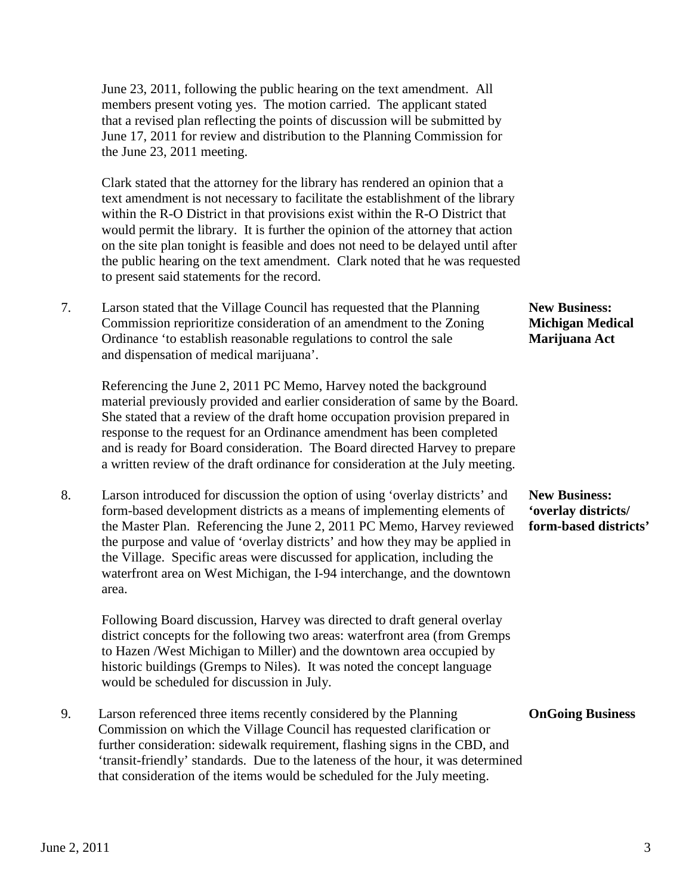June 23, 2011, following the public hearing on the text amendment. All members present voting yes. The motion carried. The applicant stated that a revised plan reflecting the points of discussion will be submitted by June 17, 2011 for review and distribution to the Planning Commission for the June 23, 2011 meeting.

Clark stated that the attorney for the library has rendered an opinion that a text amendment is not necessary to facilitate the establishment of the library within the R-O District in that provisions exist within the R-O District that would permit the library. It is further the opinion of the attorney that action on the site plan tonight is feasible and does not need to be delayed until after the public hearing on the text amendment. Clark noted that he was requested to present said statements for the record.

**New Business: Michigan Medical Marijuana Act**

7. Larson stated that the Village Council has requested that the Planning Commission reprioritize consideration of an amendment to the Zoning Ordinance 'to establish reasonable regulations to control the sale and dispensation of medical marijuana'.

   Referencing the June 2, 2011 PC Memo, Harvey noted the background material previously provided and earlier consideration of same by the Board. She stated that a review of the draft home occupation provision prepared in response to the request for an Ordinance amendment has been completed and is ready for Board consideration. The Board directed Harvey to prepare a written review of the draft ordinance for consideration at the July meeting.

**New Business: 'overlay districts/ form-based districts'**

8. Larson introduced for discussion the option of using 'overlay districts' and form-based development districts as a means of implementing elements of the Master Plan. Referencing the June 2, 2011 PC Memo, Harvey reviewed the purpose and value of 'overlay districts' and how they may be applied in the Village. Specific areas were discussed for application, including the waterfront area on West Michigan, the I-94 interchange, and the downtown area.

   Following Board discussion, Harvey was directed to draft general overlay district concepts for the following two areas: waterfront area (from Gremps to Hazen /West Michigan to Miller) and the downtown area occupied by historic buildings (Gremps to Niles). It was noted the concept language would be scheduled for discussion in July.

**OnGoing Business**

9. Larson referenced three items recently considered by the Planning Commission on which the Village Council has requested clarification or further consideration: sidewalk requirement, flashing signs in the CBD, and 'transit-friendly' standards. Due to the lateness of the hour, it was determined that consideration of the items would be scheduled for the July meeting.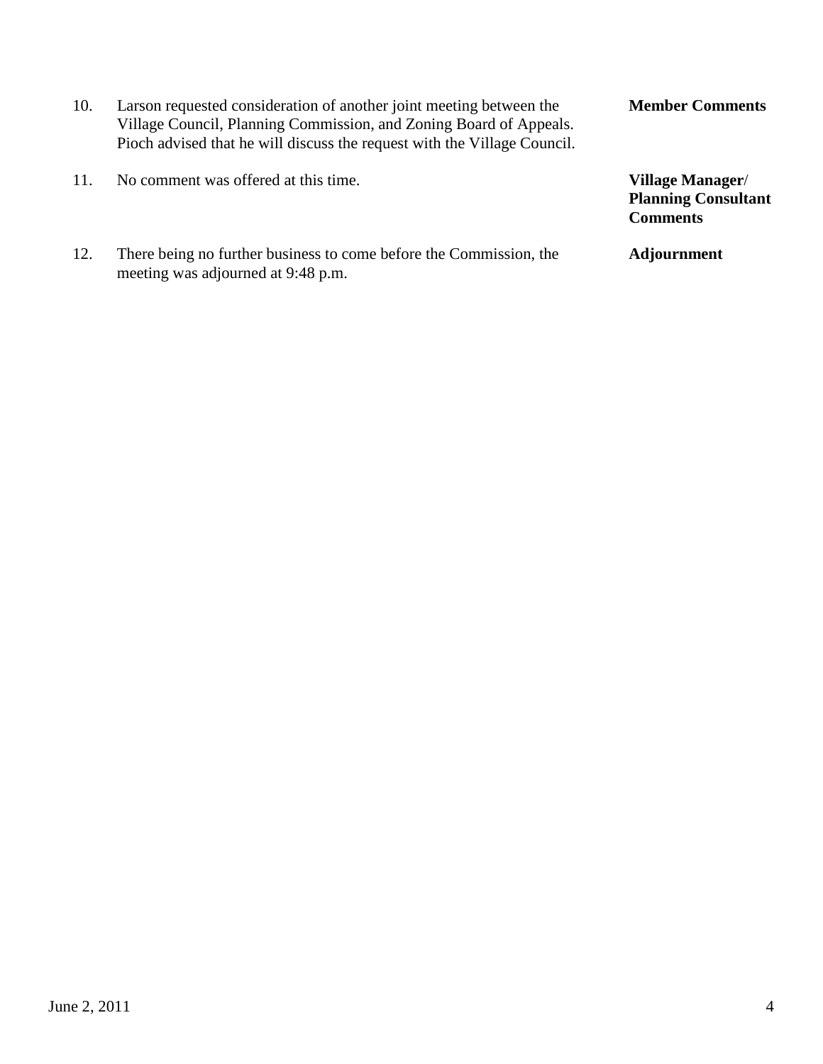10. Larson requested consideration of another joint meeting between the Village Council, Planning Commission, and Zoning Board of Appeals. Pioch advised that he will discuss the request with the Village Council. — **Member Comments**

11. No comment was offered at this time. — **Village Manager/ Planning Consultant Comments**

12. There being no further business to come before the Commission, the meeting was adjourned at 9:48 p.m. — **Adjournment**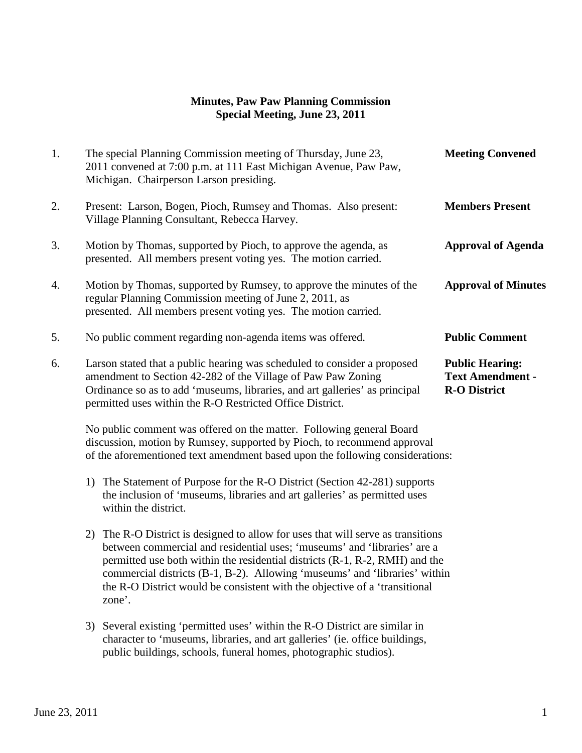**Minutes, Paw Paw Planning Commission**
**Special Meeting, June 23, 2011**

1. The special Planning Commission meeting of Thursday, June 23, 2011 convened at 7:00 p.m. at 111 East Michigan Avenue, Paw Paw, Michigan. Chairperson Larson presiding. **Meeting Convened**

2. Present: Larson, Bogen, Pioch, Rumsey and Thomas. Also present: Village Planning Consultant, Rebecca Harvey. **Members Present**

3. Motion by Thomas, supported by Pioch, to approve the agenda, as presented. All members present voting yes. The motion carried. **Approval of Agenda**

4. Motion by Thomas, supported by Rumsey, to approve the minutes of the regular Planning Commission meeting of June 2, 2011, as presented. All members present voting yes. The motion carried. **Approval of Minutes**

5. No public comment regarding non-agenda items was offered. **Public Comment**

6. Larson stated that a public hearing was scheduled to consider a proposed amendment to Section 42-282 of the Village of Paw Paw Zoning Ordinance so as to add 'museums, libraries, and art galleries' as principal permitted uses within the R-O Restricted Office District. **Public Hearing: Text Amendment - R-O District**

   No public comment was offered on the matter. Following general Board discussion, motion by Rumsey, supported by Pioch, to recommend approval of the aforementioned text amendment based upon the following considerations:

   1) The Statement of Purpose for the R-O District (Section 42-281) supports the inclusion of 'museums, libraries and art galleries' as permitted uses within the district.

   2) The R-O District is designed to allow for uses that will serve as transitions between commercial and residential uses; 'museums' and 'libraries' are a permitted use both within the residential districts (R-1, R-2, RMH) and the commercial districts (B-1, B-2). Allowing 'museums' and 'libraries' within the R-O District would be consistent with the objective of a 'transitional zone'.

   3) Several existing 'permitted uses' within the R-O District are similar in character to 'museums, libraries, and art galleries' (ie. office buildings, public buildings, schools, funeral homes, photographic studios).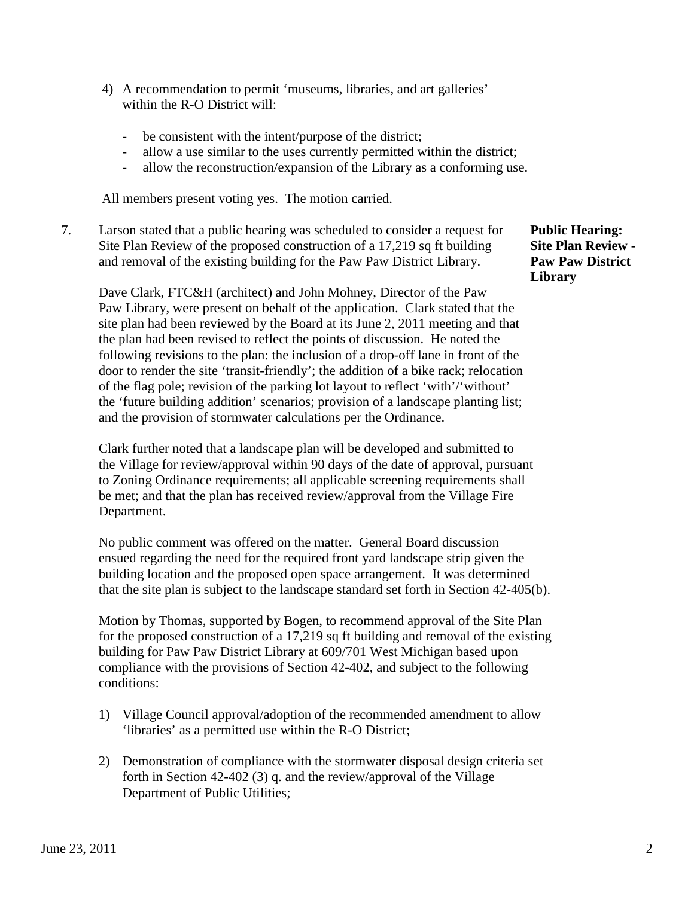4) A recommendation to permit 'museums, libraries, and art galleries' within the R-O District will:

   - be consistent with the intent/purpose of the district;
   - allow a use similar to the uses currently permitted within the district;
   - allow the reconstruction/expansion of the Library as a conforming use.

All members present voting yes. The motion carried.

7. Larson stated that a public hearing was scheduled to consider a request for Site Plan Review of the proposed construction of a 17,219 sq ft building and removal of the existing building for the Paw Paw District Library.

**Public Hearing: Site Plan Review - Paw Paw District Library**

Dave Clark, FTC&H (architect) and John Mohney, Director of the Paw Paw Library, were present on behalf of the application. Clark stated that the site plan had been reviewed by the Board at its June 2, 2011 meeting and that the plan had been revised to reflect the points of discussion. He noted the following revisions to the plan: the inclusion of a drop-off lane in front of the door to render the site 'transit-friendly'; the addition of a bike rack; relocation of the flag pole; revision of the parking lot layout to reflect 'with'/'without' the 'future building addition' scenarios; provision of a landscape planting list; and the provision of stormwater calculations per the Ordinance.

Clark further noted that a landscape plan will be developed and submitted to the Village for review/approval within 90 days of the date of approval, pursuant to Zoning Ordinance requirements; all applicable screening requirements shall be met; and that the plan has received review/approval from the Village Fire Department.

No public comment was offered on the matter. General Board discussion ensued regarding the need for the required front yard landscape strip given the building location and the proposed open space arrangement. It was determined that the site plan is subject to the landscape standard set forth in Section 42-405(b).

Motion by Thomas, supported by Bogen, to recommend approval of the Site Plan for the proposed construction of a 17,219 sq ft building and removal of the existing building for Paw Paw District Library at 609/701 West Michigan based upon compliance with the provisions of Section 42-402, and subject to the following conditions:

1) Village Council approval/adoption of the recommended amendment to allow 'libraries' as a permitted use within the R-O District;

2) Demonstration of compliance with the stormwater disposal design criteria set forth in Section 42-402 (3) q. and the review/approval of the Village Department of Public Utilities;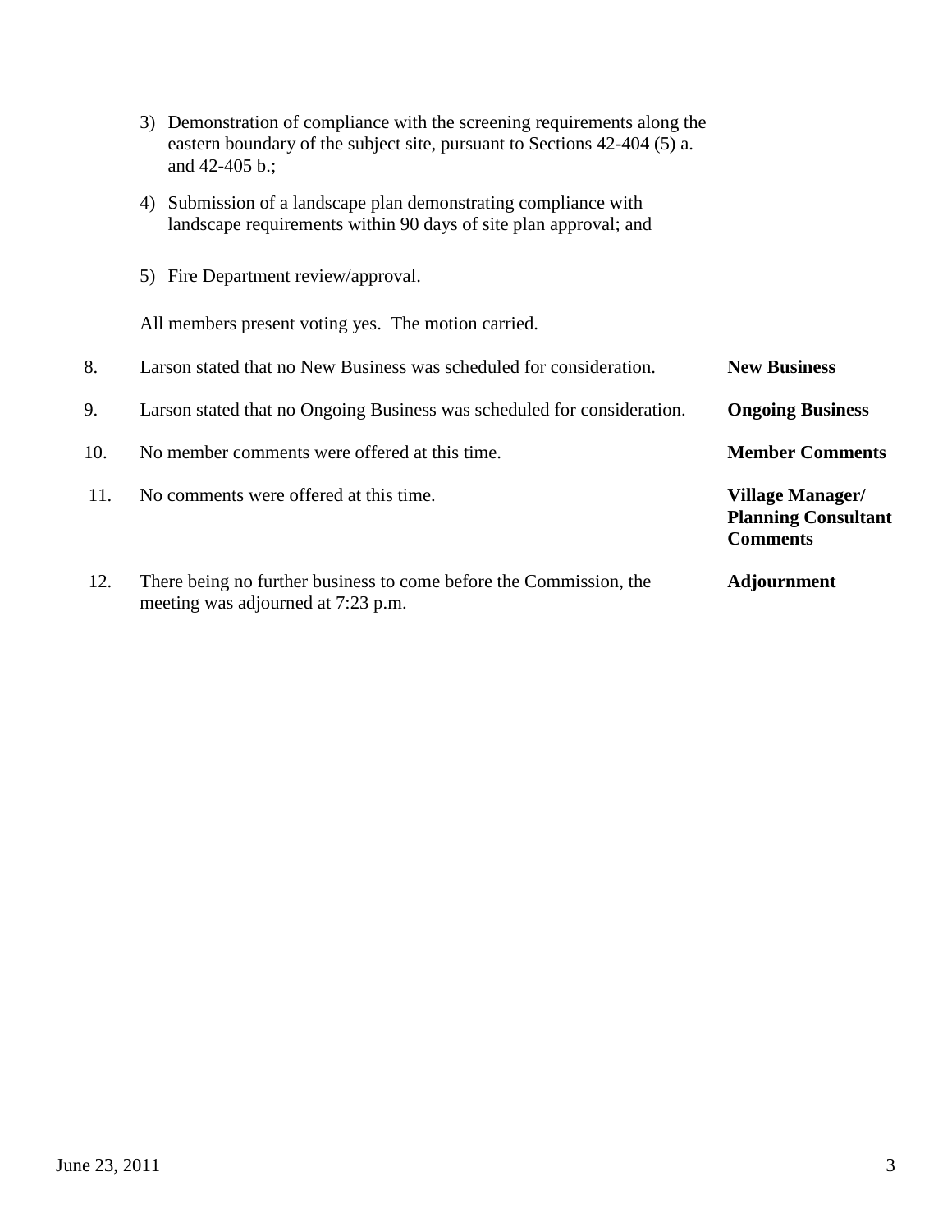3) Demonstration of compliance with the screening requirements along the eastern boundary of the subject site, pursuant to Sections 42-404 (5) a. and 42-405 b.;

4) Submission of a landscape plan demonstrating compliance with landscape requirements within 90 days of site plan approval; and

5) Fire Department review/approval.

All members present voting yes. The motion carried.

8. Larson stated that no New Business was scheduled for consideration. **New Business**

9. Larson stated that no Ongoing Business was scheduled for consideration. **Ongoing Business**

10. No member comments were offered at this time. **Member Comments**

11. No comments were offered at this time. **Village Manager/ Planning Consultant Comments**

12. There being no further business to come before the Commission, the meeting was adjourned at 7:23 p.m. **Adjournment**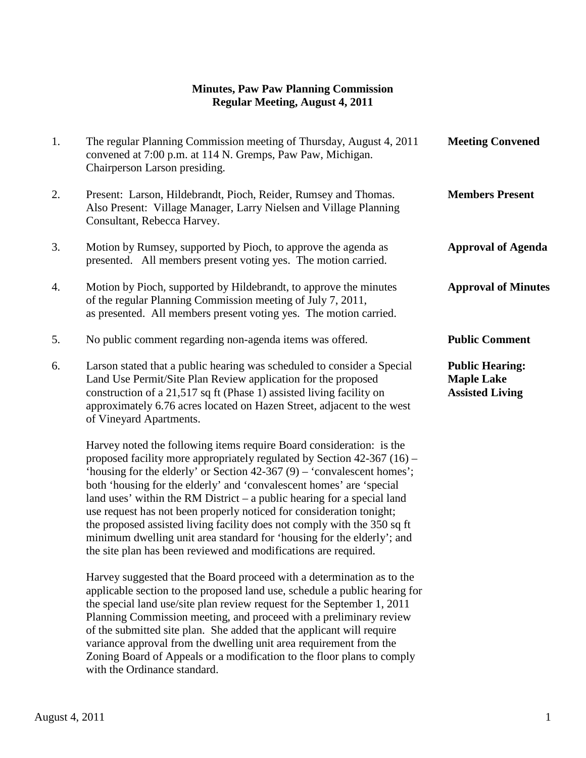**Minutes, Paw Paw Planning Commission**
**Regular Meeting, August 4, 2011**

1. The regular Planning Commission meeting of Thursday, August 4, 2011 convened at 7:00 p.m. at 114 N. Gremps, Paw Paw, Michigan. Chairperson Larson presiding. **Meeting Convened**

2. Present: Larson, Hildebrandt, Pioch, Reider, Rumsey and Thomas. Also Present: Village Manager, Larry Nielsen and Village Planning Consultant, Rebecca Harvey. **Members Present**

3. Motion by Rumsey, supported by Pioch, to approve the agenda as presented. All members present voting yes. The motion carried. **Approval of Agenda**

4. Motion by Pioch, supported by Hildebrandt, to approve the minutes of the regular Planning Commission meeting of July 7, 2011, as presented. All members present voting yes. The motion carried. **Approval of Minutes**

5. No public comment regarding non-agenda items was offered. **Public Comment**

6. Larson stated that a public hearing was scheduled to consider a Special Land Use Permit/Site Plan Review application for the proposed construction of a 21,517 sq ft (Phase 1) assisted living facility on approximately 6.76 acres located on Hazen Street, adjacent to the west of Vineyard Apartments. **Public Hearing: Maple Lake Assisted Living**

   Harvey noted the following items require Board consideration: is the proposed facility more appropriately regulated by Section 42-367 (16) – 'housing for the elderly' or Section 42-367 (9) – 'convalescent homes'; both 'housing for the elderly' and 'convalescent homes' are 'special land uses' within the RM District – a public hearing for a special land use request has not been properly noticed for consideration tonight; the proposed assisted living facility does not comply with the 350 sq ft minimum dwelling unit area standard for 'housing for the elderly'; and the site plan has been reviewed and modifications are required.

   Harvey suggested that the Board proceed with a determination as to the applicable section to the proposed land use, schedule a public hearing for the special land use/site plan review request for the September 1, 2011 Planning Commission meeting, and proceed with a preliminary review of the submitted site plan. She added that the applicant will require variance approval from the dwelling unit area requirement from the Zoning Board of Appeals or a modification to the floor plans to comply with the Ordinance standard.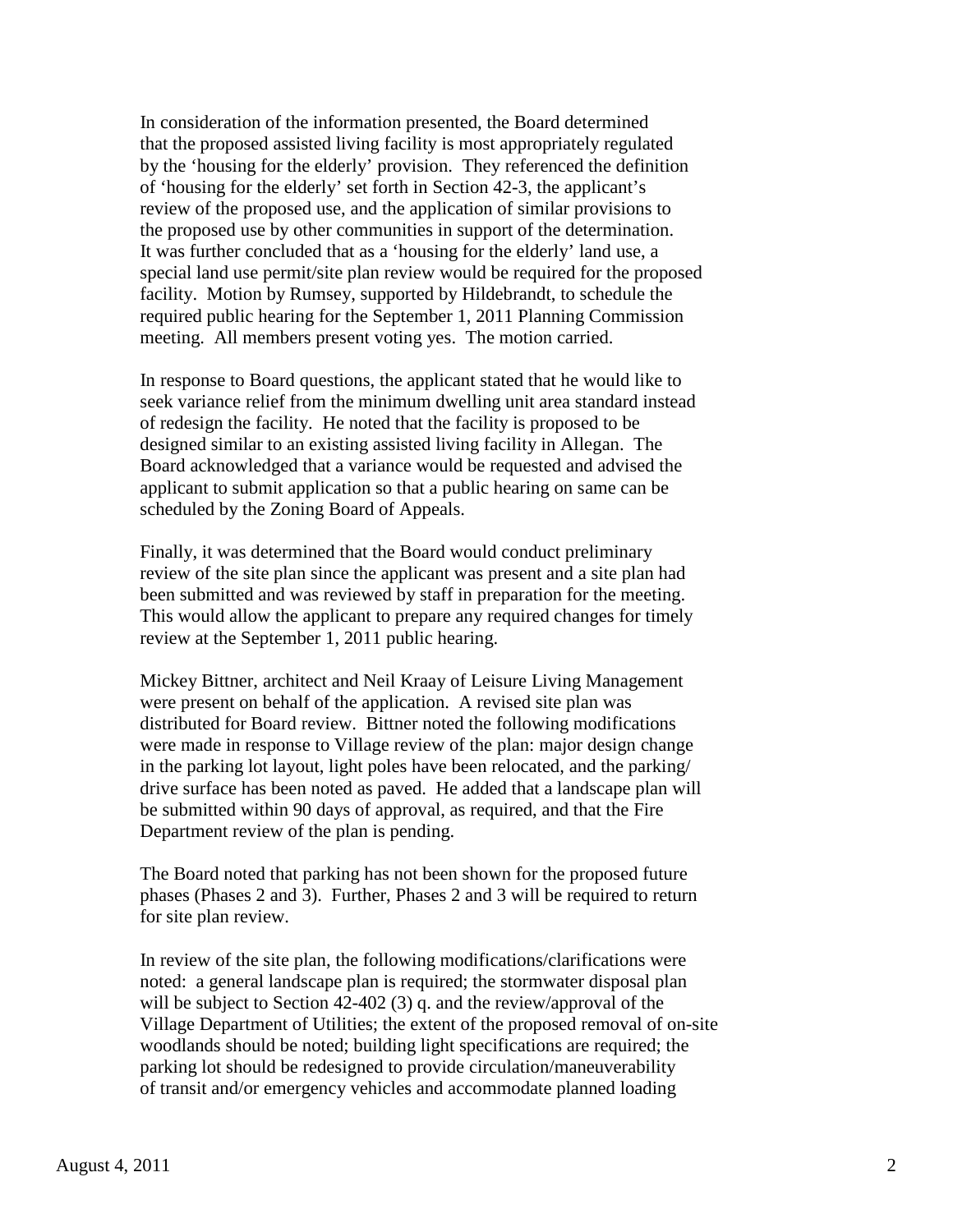In consideration of the information presented, the Board determined that the proposed assisted living facility is most appropriately regulated by the 'housing for the elderly' provision. They referenced the definition of 'housing for the elderly' set forth in Section 42-3, the applicant's review of the proposed use, and the application of similar provisions to the proposed use by other communities in support of the determination. It was further concluded that as a 'housing for the elderly' land use, a special land use permit/site plan review would be required for the proposed facility. Motion by Rumsey, supported by Hildebrandt, to schedule the required public hearing for the September 1, 2011 Planning Commission meeting. All members present voting yes. The motion carried.

In response to Board questions, the applicant stated that he would like to seek variance relief from the minimum dwelling unit area standard instead of redesign the facility. He noted that the facility is proposed to be designed similar to an existing assisted living facility in Allegan. The Board acknowledged that a variance would be requested and advised the applicant to submit application so that a public hearing on same can be scheduled by the Zoning Board of Appeals.

Finally, it was determined that the Board would conduct preliminary review of the site plan since the applicant was present and a site plan had been submitted and was reviewed by staff in preparation for the meeting. This would allow the applicant to prepare any required changes for timely review at the September 1, 2011 public hearing.

Mickey Bittner, architect and Neil Kraay of Leisure Living Management were present on behalf of the application. A revised site plan was distributed for Board review. Bittner noted the following modifications were made in response to Village review of the plan: major design change in the parking lot layout, light poles have been relocated, and the parking/ drive surface has been noted as paved. He added that a landscape plan will be submitted within 90 days of approval, as required, and that the Fire Department review of the plan is pending.

The Board noted that parking has not been shown for the proposed future phases (Phases 2 and 3). Further, Phases 2 and 3 will be required to return for site plan review.

In review of the site plan, the following modifications/clarifications were noted: a general landscape plan is required; the stormwater disposal plan will be subject to Section 42-402 (3) q. and the review/approval of the Village Department of Utilities; the extent of the proposed removal of on-site woodlands should be noted; building light specifications are required; the parking lot should be redesigned to provide circulation/maneuverability of transit and/or emergency vehicles and accommodate planned loading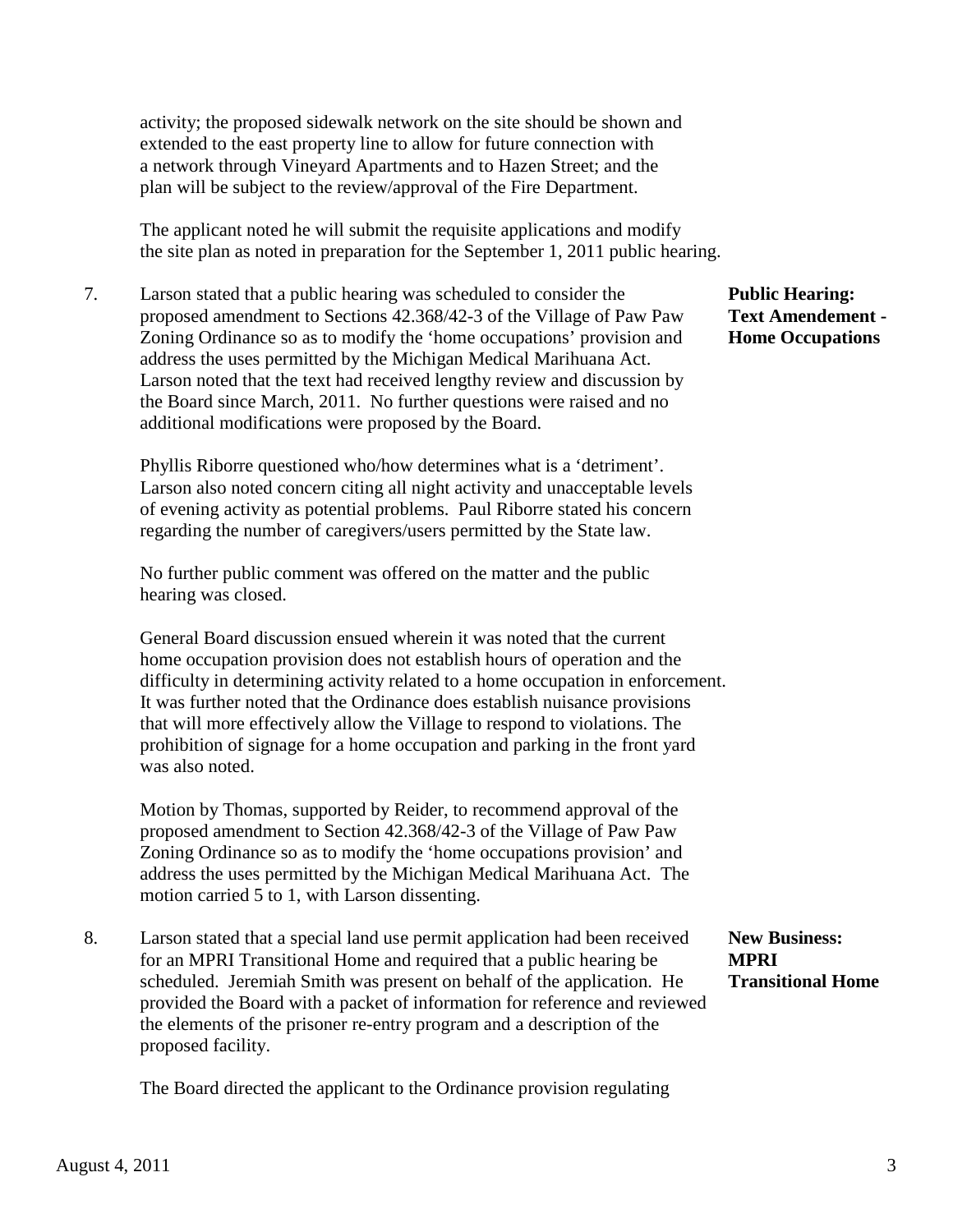activity; the proposed sidewalk network on the site should be shown and extended to the east property line to allow for future connection with a network through Vineyard Apartments and to Hazen Street; and the plan will be subject to the review/approval of the Fire Department.

The applicant noted he will submit the requisite applications and modify the site plan as noted in preparation for the September 1, 2011 public hearing.

**Public Hearing: Text Amendement - Home Occupations**

7. Larson stated that a public hearing was scheduled to consider the proposed amendment to Sections 42.368/42-3 of the Village of Paw Paw Zoning Ordinance so as to modify the 'home occupations' provision and address the uses permitted by the Michigan Medical Marihuana Act. Larson noted that the text had received lengthy review and discussion by the Board since March, 2011. No further questions were raised and no additional modifications were proposed by the Board.

   Phyllis Riborre questioned who/how determines what is a 'detriment'. Larson also noted concern citing all night activity and unacceptable levels of evening activity as potential problems. Paul Riborre stated his concern regarding the number of caregivers/users permitted by the State law.

   No further public comment was offered on the matter and the public hearing was closed.

   General Board discussion ensued wherein it was noted that the current home occupation provision does not establish hours of operation and the difficulty in determining activity related to a home occupation in enforcement. It was further noted that the Ordinance does establish nuisance provisions that will more effectively allow the Village to respond to violations. The prohibition of signage for a home occupation and parking in the front yard was also noted.

   Motion by Thomas, supported by Reider, to recommend approval of the proposed amendment to Section 42.368/42-3 of the Village of Paw Paw Zoning Ordinance so as to modify the 'home occupations provision' and address the uses permitted by the Michigan Medical Marihuana Act. The motion carried 5 to 1, with Larson dissenting.

**New Business: MPRI Transitional Home**

8. Larson stated that a special land use permit application had been received for an MPRI Transitional Home and required that a public hearing be scheduled. Jeremiah Smith was present on behalf of the application. He provided the Board with a packet of information for reference and reviewed the elements of the prisoner re-entry program and a description of the proposed facility.

   The Board directed the applicant to the Ordinance provision regulating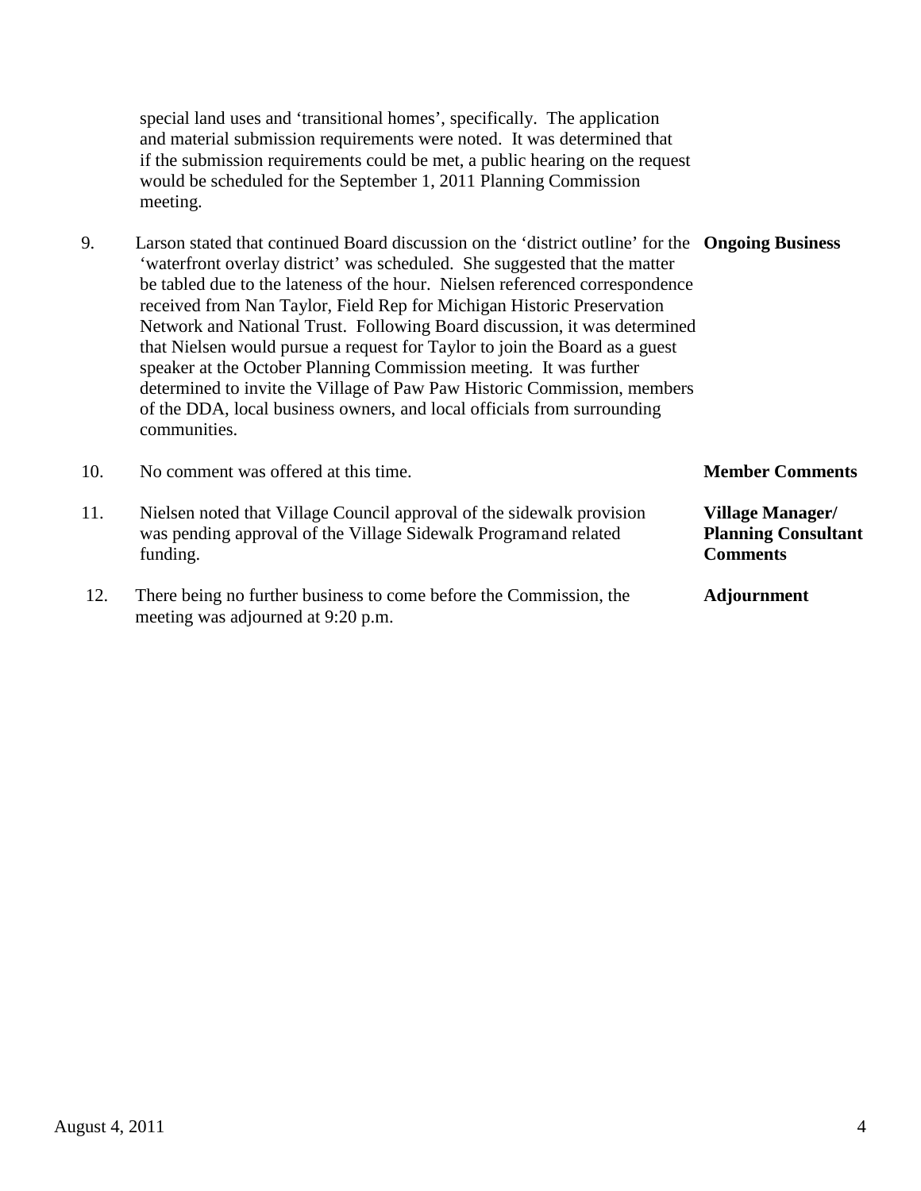special land uses and 'transitional homes', specifically. The application and material submission requirements were noted. It was determined that if the submission requirements could be met, a public hearing on the request would be scheduled for the September 1, 2011 Planning Commission meeting.

9. **Ongoing Business**

Larson stated that continued Board discussion on the 'district outline' for the 'waterfront overlay district' was scheduled. She suggested that the matter be tabled due to the lateness of the hour. Nielsen referenced correspondence received from Nan Taylor, Field Rep for Michigan Historic Preservation Network and National Trust. Following Board discussion, it was determined that Nielsen would pursue a request for Taylor to join the Board as a guest speaker at the October Planning Commission meeting. It was further determined to invite the Village of Paw Paw Historic Commission, members of the DDA, local business owners, and local officials from surrounding communities.

10. **Member Comments**

No comment was offered at this time.

11. **Village Manager/ Planning Consultant Comments**

Nielsen noted that Village Council approval of the sidewalk provision was pending approval of the Village Sidewalk Program and related funding.

12. **Adjournment**

There being no further business to come before the Commission, the meeting was adjourned at 9:20 p.m.

August 4, 2011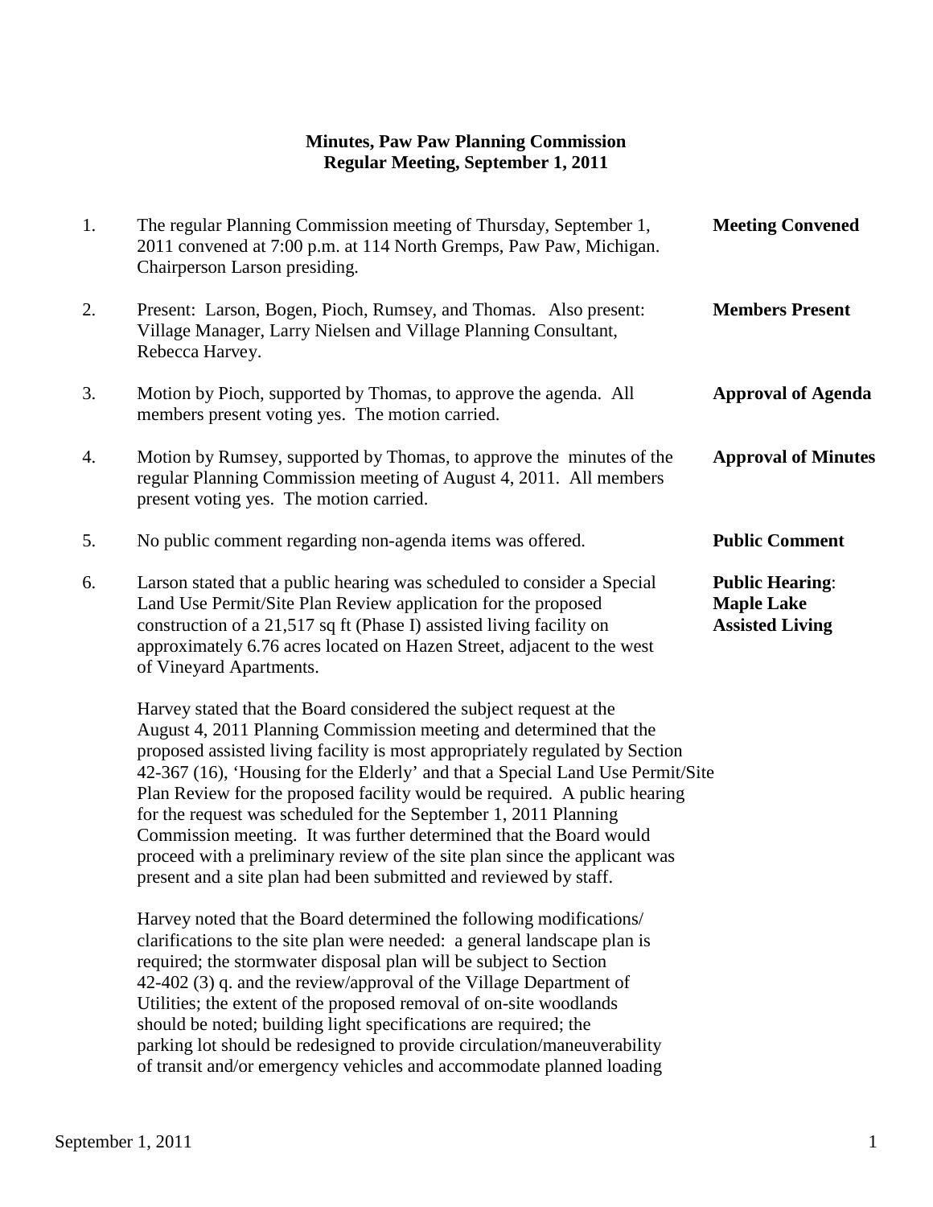**Minutes, Paw Paw Planning Commission**
**Regular Meeting, September 1, 2011**

1. The regular Planning Commission meeting of Thursday, September 1, 2011 convened at 7:00 p.m. at 114 North Gremps, Paw Paw, Michigan. Chairperson Larson presiding. **Meeting Convened**

2. Present: Larson, Bogen, Pioch, Rumsey, and Thomas. Also present: Village Manager, Larry Nielsen and Village Planning Consultant, Rebecca Harvey. **Members Present**

3. Motion by Pioch, supported by Thomas, to approve the agenda. All members present voting yes. The motion carried. **Approval of Agenda**

4. Motion by Rumsey, supported by Thomas, to approve the minutes of the regular Planning Commission meeting of August 4, 2011. All members present voting yes. The motion carried. **Approval of Minutes**

5. No public comment regarding non-agenda items was offered. **Public Comment**

6. Larson stated that a public hearing was scheduled to consider a Special Land Use Permit/Site Plan Review application for the proposed construction of a 21,517 sq ft (Phase I) assisted living facility on approximately 6.76 acres located on Hazen Street, adjacent to the west of Vineyard Apartments. **Public Hearing: Maple Lake Assisted Living**

   Harvey stated that the Board considered the subject request at the August 4, 2011 Planning Commission meeting and determined that the proposed assisted living facility is most appropriately regulated by Section 42-367 (16), 'Housing for the Elderly' and that a Special Land Use Permit/Site Plan Review for the proposed facility would be required. A public hearing for the request was scheduled for the September 1, 2011 Planning Commission meeting. It was further determined that the Board would proceed with a preliminary review of the site plan since the applicant was present and a site plan had been submitted and reviewed by staff.

   Harvey noted that the Board determined the following modifications/ clarifications to the site plan were needed: a general landscape plan is required; the stormwater disposal plan will be subject to Section 42-402 (3) q. and the review/approval of the Village Department of Utilities; the extent of the proposed removal of on-site woodlands should be noted; building light specifications are required; the parking lot should be redesigned to provide circulation/maneuverability of transit and/or emergency vehicles and accommodate planned loading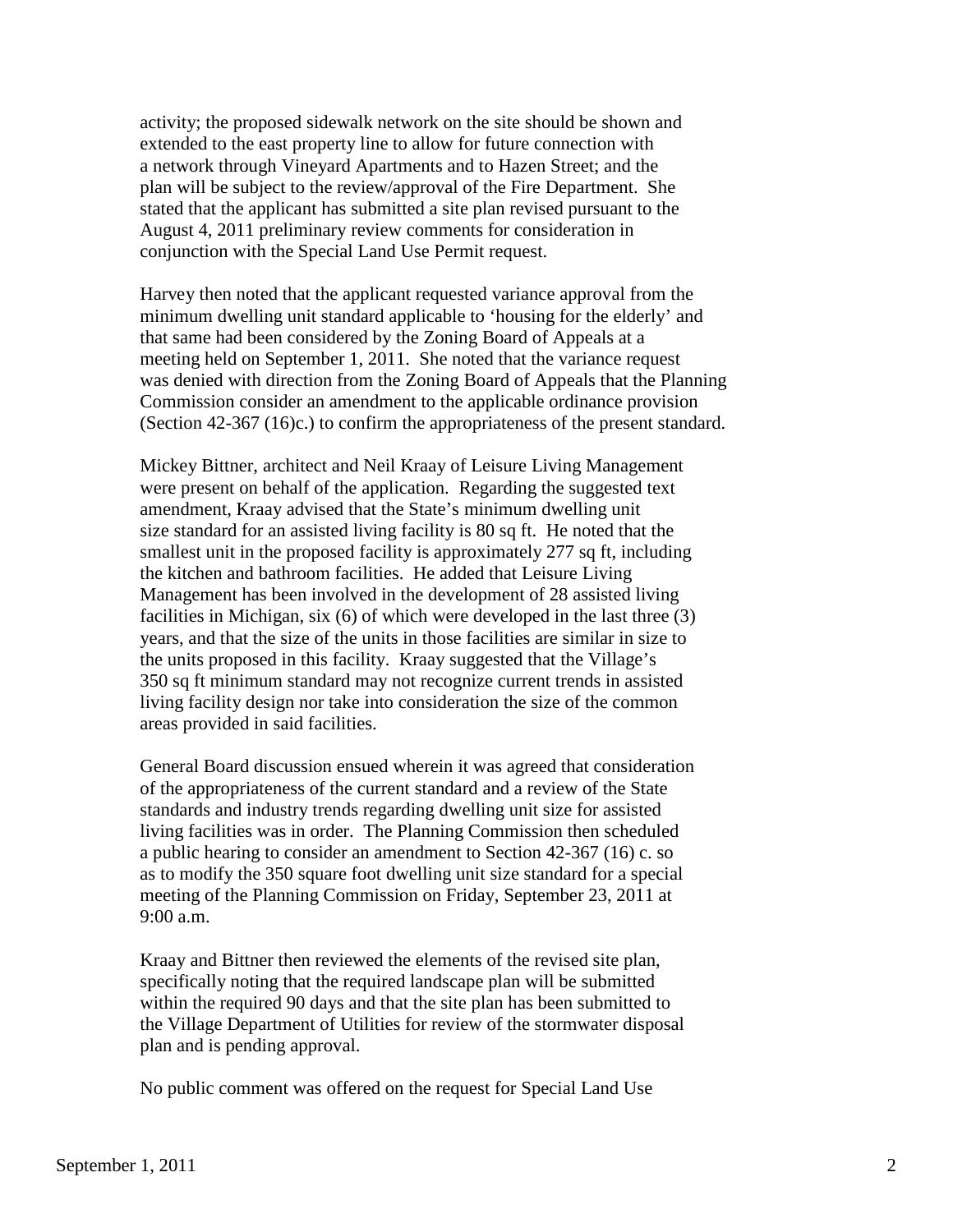activity; the proposed sidewalk network on the site should be shown and extended to the east property line to allow for future connection with a network through Vineyard Apartments and to Hazen Street; and the plan will be subject to the review/approval of the Fire Department. She stated that the applicant has submitted a site plan revised pursuant to the August 4, 2011 preliminary review comments for consideration in conjunction with the Special Land Use Permit request.

Harvey then noted that the applicant requested variance approval from the minimum dwelling unit standard applicable to 'housing for the elderly' and that same had been considered by the Zoning Board of Appeals at a meeting held on September 1, 2011. She noted that the variance request was denied with direction from the Zoning Board of Appeals that the Planning Commission consider an amendment to the applicable ordinance provision (Section 42-367 (16)c.) to confirm the appropriateness of the present standard.

Mickey Bittner, architect and Neil Kraay of Leisure Living Management were present on behalf of the application. Regarding the suggested text amendment, Kraay advised that the State's minimum dwelling unit size standard for an assisted living facility is 80 sq ft. He noted that the smallest unit in the proposed facility is approximately 277 sq ft, including the kitchen and bathroom facilities. He added that Leisure Living Management has been involved in the development of 28 assisted living facilities in Michigan, six (6) of which were developed in the last three (3) years, and that the size of the units in those facilities are similar in size to the units proposed in this facility. Kraay suggested that the Village's 350 sq ft minimum standard may not recognize current trends in assisted living facility design nor take into consideration the size of the common areas provided in said facilities.

General Board discussion ensued wherein it was agreed that consideration of the appropriateness of the current standard and a review of the State standards and industry trends regarding dwelling unit size for assisted living facilities was in order. The Planning Commission then scheduled a public hearing to consider an amendment to Section 42-367 (16) c. so as to modify the 350 square foot dwelling unit size standard for a special meeting of the Planning Commission on Friday, September 23, 2011 at 9:00 a.m.

Kraay and Bittner then reviewed the elements of the revised site plan, specifically noting that the required landscape plan will be submitted within the required 90 days and that the site plan has been submitted to the Village Department of Utilities for review of the stormwater disposal plan and is pending approval.

No public comment was offered on the request for Special Land Use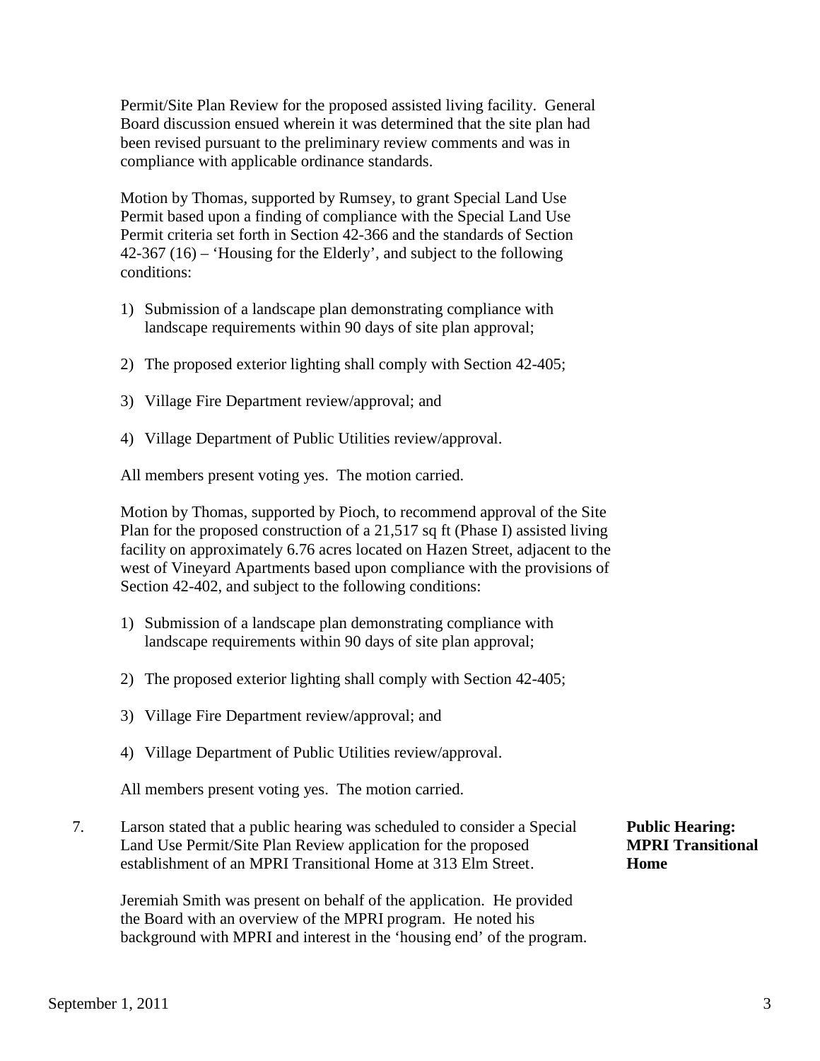Permit/Site Plan Review for the proposed assisted living facility. General Board discussion ensued wherein it was determined that the site plan had been revised pursuant to the preliminary review comments and was in compliance with applicable ordinance standards.

Motion by Thomas, supported by Rumsey, to grant Special Land Use Permit based upon a finding of compliance with the Special Land Use Permit criteria set forth in Section 42-366 and the standards of Section 42-367 (16) – 'Housing for the Elderly', and subject to the following conditions:

1) Submission of a landscape plan demonstrating compliance with landscape requirements within 90 days of site plan approval;

2) The proposed exterior lighting shall comply with Section 42-405;

3) Village Fire Department review/approval; and

4) Village Department of Public Utilities review/approval.

All members present voting yes. The motion carried.

Motion by Thomas, supported by Pioch, to recommend approval of the Site Plan for the proposed construction of a 21,517 sq ft (Phase I) assisted living facility on approximately 6.76 acres located on Hazen Street, adjacent to the west of Vineyard Apartments based upon compliance with the provisions of Section 42-402, and subject to the following conditions:

1) Submission of a landscape plan demonstrating compliance with landscape requirements within 90 days of site plan approval;

2) The proposed exterior lighting shall comply with Section 42-405;

3) Village Fire Department review/approval; and

4) Village Department of Public Utilities review/approval.

All members present voting yes. The motion carried.

**Public Hearing: MPRI Transitional Home**

7. Larson stated that a public hearing was scheduled to consider a Special Land Use Permit/Site Plan Review application for the proposed establishment of an MPRI Transitional Home at 313 Elm Street.

Jeremiah Smith was present on behalf of the application. He provided the Board with an overview of the MPRI program. He noted his background with MPRI and interest in the 'housing end' of the program.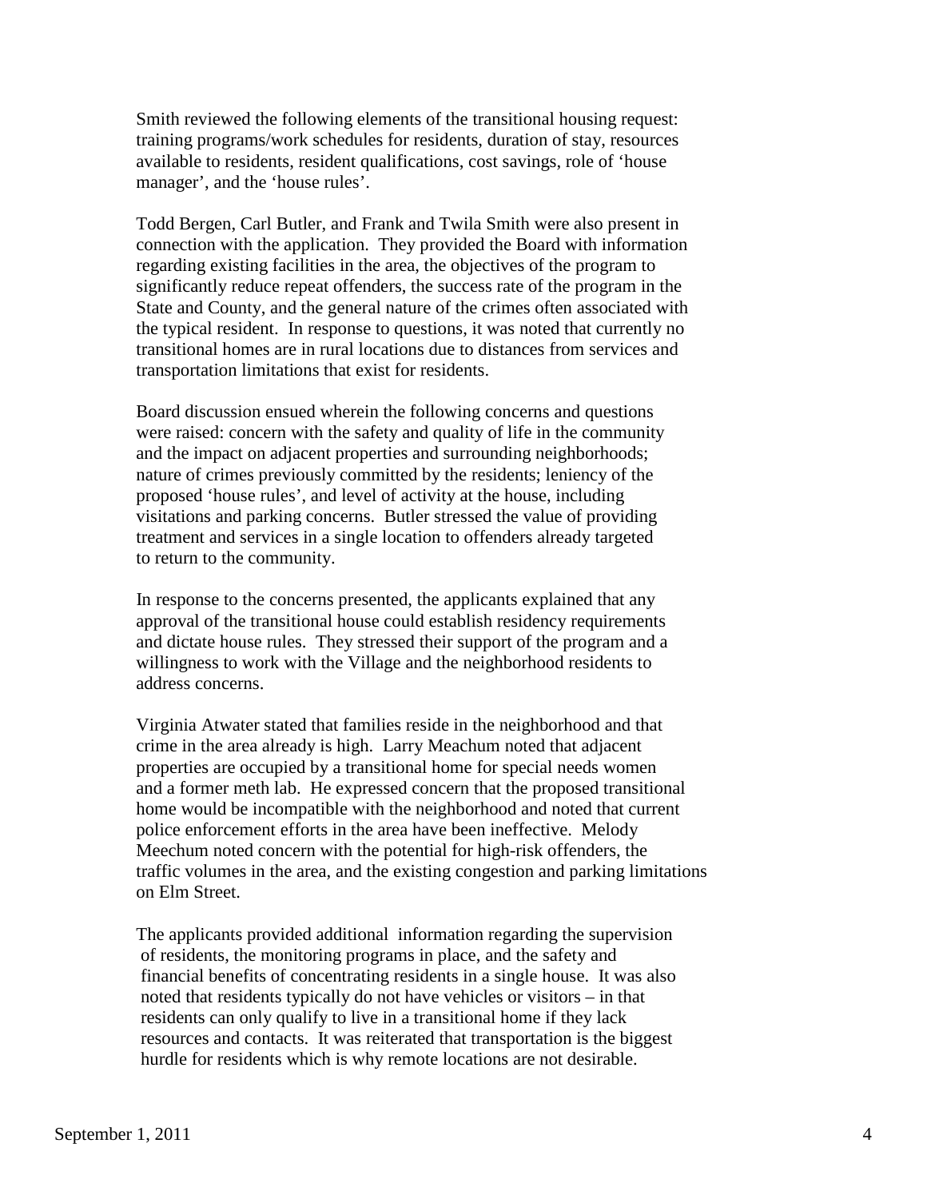Smith reviewed the following elements of the transitional housing request: training programs/work schedules for residents, duration of stay, resources available to residents, resident qualifications, cost savings, role of 'house manager', and the 'house rules'.

Todd Bergen, Carl Butler, and Frank and Twila Smith were also present in connection with the application. They provided the Board with information regarding existing facilities in the area, the objectives of the program to significantly reduce repeat offenders, the success rate of the program in the State and County, and the general nature of the crimes often associated with the typical resident. In response to questions, it was noted that currently no transitional homes are in rural locations due to distances from services and transportation limitations that exist for residents.

Board discussion ensued wherein the following concerns and questions were raised: concern with the safety and quality of life in the community and the impact on adjacent properties and surrounding neighborhoods; nature of crimes previously committed by the residents; leniency of the proposed 'house rules', and level of activity at the house, including visitations and parking concerns. Butler stressed the value of providing treatment and services in a single location to offenders already targeted to return to the community.

In response to the concerns presented, the applicants explained that any approval of the transitional house could establish residency requirements and dictate house rules. They stressed their support of the program and a willingness to work with the Village and the neighborhood residents to address concerns.

Virginia Atwater stated that families reside in the neighborhood and that crime in the area already is high. Larry Meachum noted that adjacent properties are occupied by a transitional home for special needs women and a former meth lab. He expressed concern that the proposed transitional home would be incompatible with the neighborhood and noted that current police enforcement efforts in the area have been ineffective. Melody Meechum noted concern with the potential for high-risk offenders, the traffic volumes in the area, and the existing congestion and parking limitations on Elm Street.

The applicants provided additional information regarding the supervision of residents, the monitoring programs in place, and the safety and financial benefits of concentrating residents in a single house. It was also noted that residents typically do not have vehicles or visitors – in that residents can only qualify to live in a transitional home if they lack resources and contacts. It was reiterated that transportation is the biggest hurdle for residents which is why remote locations are not desirable.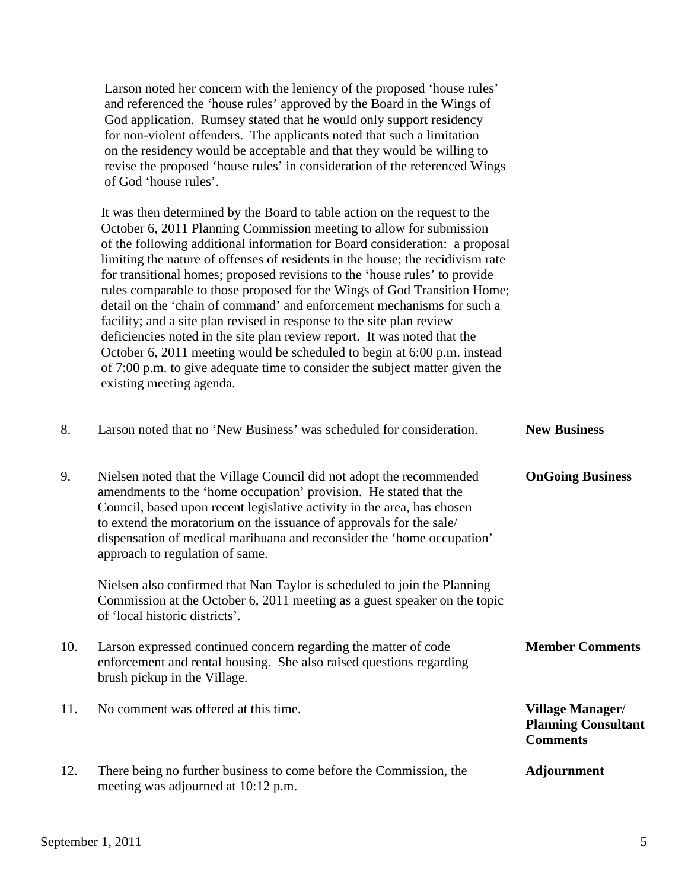Larson noted her concern with the leniency of the proposed 'house rules' and referenced the 'house rules' approved by the Board in the Wings of God application. Rumsey stated that he would only support residency for non-violent offenders. The applicants noted that such a limitation on the residency would be acceptable and that they would be willing to revise the proposed 'house rules' in consideration of the referenced Wings of God 'house rules'.

It was then determined by the Board to table action on the request to the October 6, 2011 Planning Commission meeting to allow for submission of the following additional information for Board consideration: a proposal limiting the nature of offenses of residents in the house; the recidivism rate for transitional homes; proposed revisions to the 'house rules' to provide rules comparable to those proposed for the Wings of God Transition Home; detail on the 'chain of command' and enforcement mechanisms for such a facility; and a site plan revised in response to the site plan review deficiencies noted in the site plan review report. It was noted that the October 6, 2011 meeting would be scheduled to begin at 6:00 p.m. instead of 7:00 p.m. to give adequate time to consider the subject matter given the existing meeting agenda.

8. Larson noted that no 'New Business' was scheduled for consideration. **New Business**

9. Nielsen noted that the Village Council did not adopt the recommended amendments to the 'home occupation' provision. He stated that the Council, based upon recent legislative activity in the area, has chosen to extend the moratorium on the issuance of approvals for the sale/ dispensation of medical marihuana and reconsider the 'home occupation' approach to regulation of same. **OnGoing Business**

   Nielsen also confirmed that Nan Taylor is scheduled to join the Planning Commission at the October 6, 2011 meeting as a guest speaker on the topic of 'local historic districts'.

10. Larson expressed continued concern regarding the matter of code enforcement and rental housing. She also raised questions regarding brush pickup in the Village. **Member Comments**

11. No comment was offered at this time. **Village Manager/ Planning Consultant Comments**

12. There being no further business to come before the Commission, the meeting was adjourned at 10:12 p.m. **Adjournment**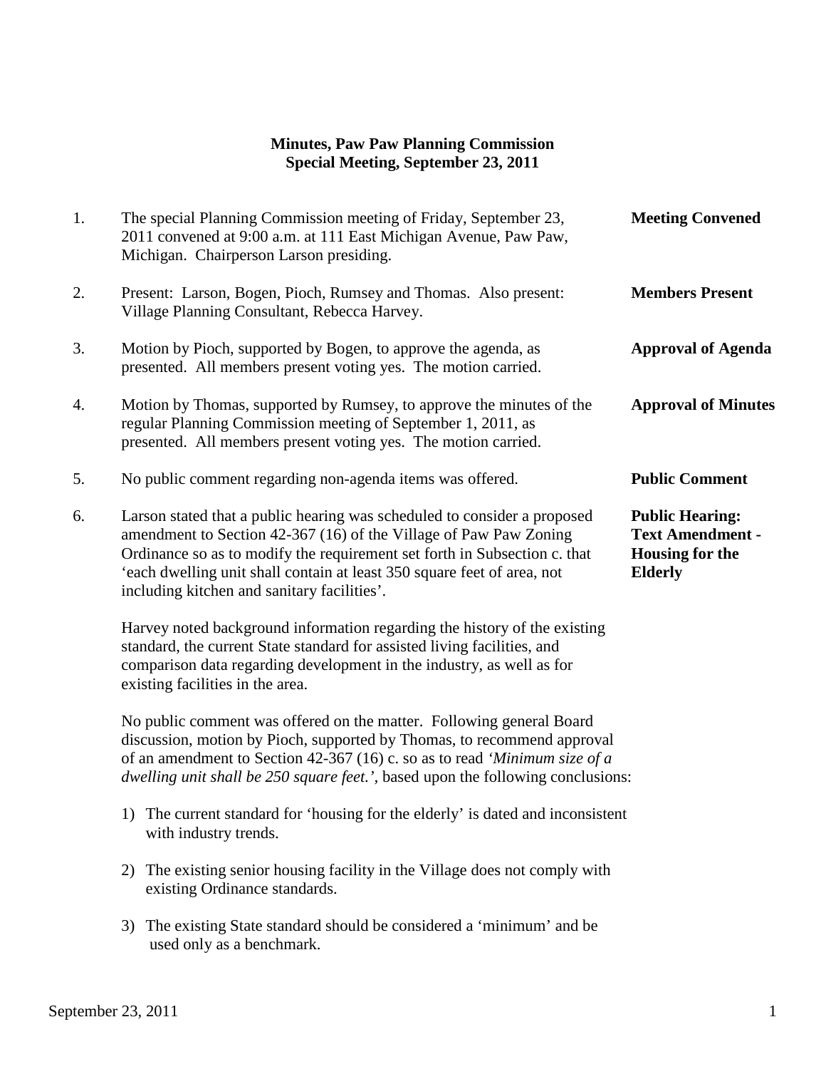**Minutes, Paw Paw Planning Commission**
**Special Meeting, September 23, 2011**

1. The special Planning Commission meeting of Friday, September 23, 2011 convened at 9:00 a.m. at 111 East Michigan Avenue, Paw Paw, Michigan. Chairperson Larson presiding. **Meeting Convened**

2. Present: Larson, Bogen, Pioch, Rumsey and Thomas. Also present: Village Planning Consultant, Rebecca Harvey. **Members Present**

3. Motion by Pioch, supported by Bogen, to approve the agenda, as presented. All members present voting yes. The motion carried. **Approval of Agenda**

4. Motion by Thomas, supported by Rumsey, to approve the minutes of the regular Planning Commission meeting of September 1, 2011, as presented. All members present voting yes. The motion carried. **Approval of Minutes**

5. No public comment regarding non-agenda items was offered. **Public Comment**

6. Larson stated that a public hearing was scheduled to consider a proposed amendment to Section 42-367 (16) of the Village of Paw Paw Zoning Ordinance so as to modify the requirement set forth in Subsection c. that 'each dwelling unit shall contain at least 350 square feet of area, not including kitchen and sanitary facilities'. **Public Hearing: Text Amendment - Housing for the Elderly**

   Harvey noted background information regarding the history of the existing standard, the current State standard for assisted living facilities, and comparison data regarding development in the industry, as well as for existing facilities in the area.

   No public comment was offered on the matter. Following general Board discussion, motion by Pioch, supported by Thomas, to recommend approval of an amendment to Section 42-367 (16) c. so as to read *'Minimum size of a dwelling unit shall be 250 square feet.'*, based upon the following conclusions:

   1) The current standard for 'housing for the elderly' is dated and inconsistent with industry trends.

   2) The existing senior housing facility in the Village does not comply with existing Ordinance standards.

   3) The existing State standard should be considered a 'minimum' and be used only as a benchmark.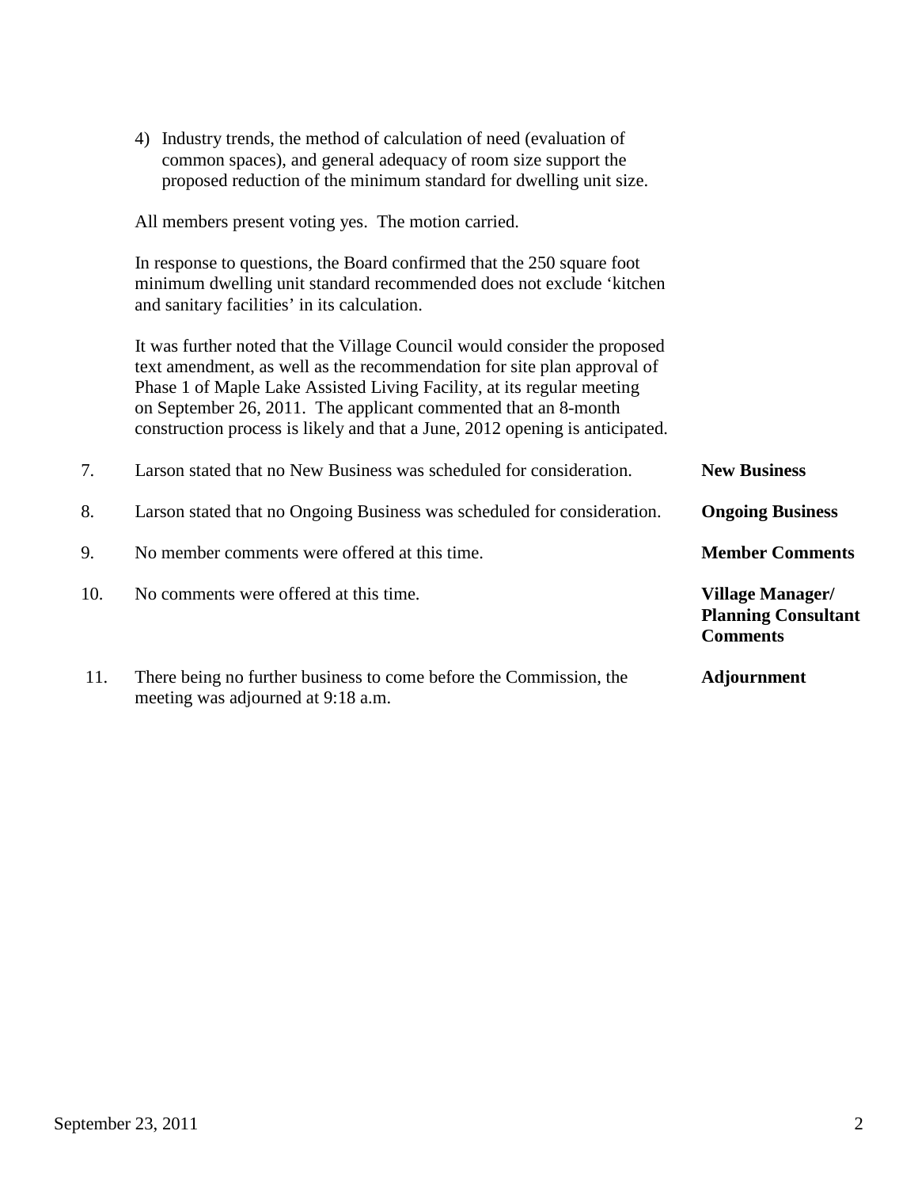4) Industry trends, the method of calculation of need (evaluation of common spaces), and general adequacy of room size support the proposed reduction of the minimum standard for dwelling unit size.

All members present voting yes. The motion carried.

In response to questions, the Board confirmed that the 250 square foot minimum dwelling unit standard recommended does not exclude 'kitchen and sanitary facilities' in its calculation.

It was further noted that the Village Council would consider the proposed text amendment, as well as the recommendation for site plan approval of Phase 1 of Maple Lake Assisted Living Facility, at its regular meeting on September 26, 2011. The applicant commented that an 8-month construction process is likely and that a June, 2012 opening is anticipated.

7. Larson stated that no New Business was scheduled for consideration. **New Business**

8. Larson stated that no Ongoing Business was scheduled for consideration. **Ongoing Business**

9. No member comments were offered at this time. **Member Comments**

10. No comments were offered at this time. **Village Manager/ Planning Consultant Comments**

11. There being no further business to come before the Commission, the meeting was adjourned at 9:18 a.m. **Adjournment**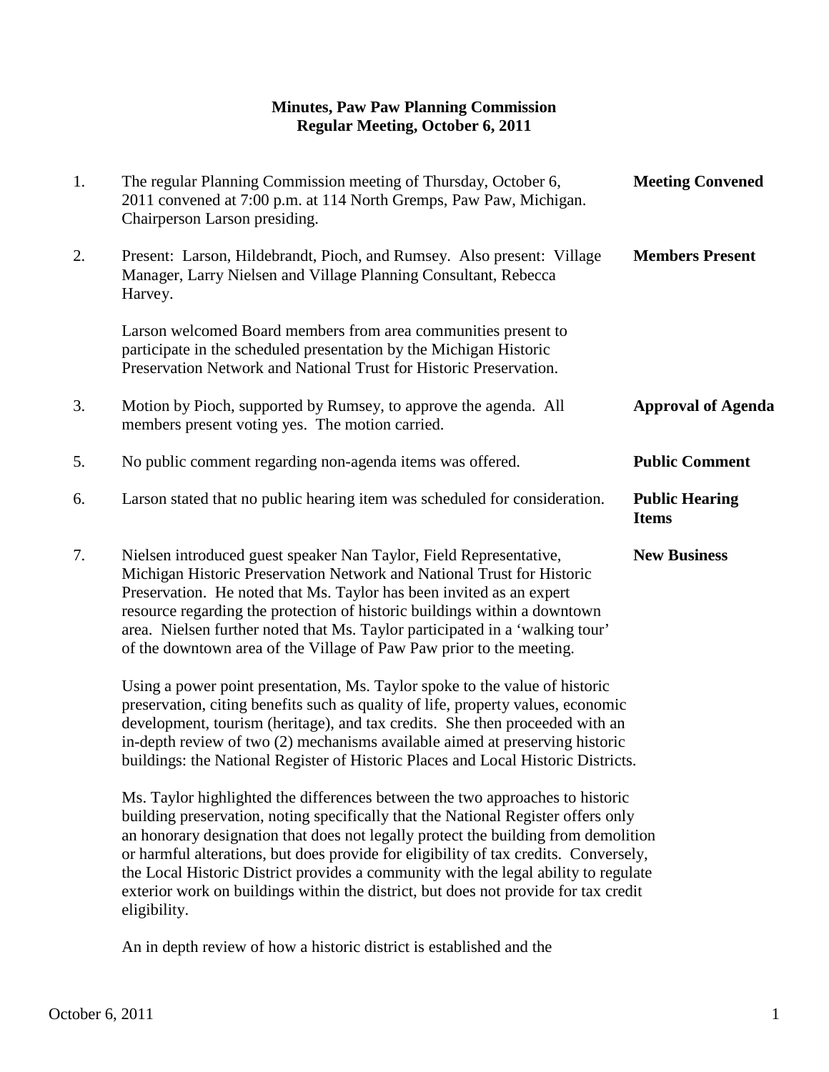**Minutes, Paw Paw Planning Commission**
**Regular Meeting, October 6, 2011**

1. The regular Planning Commission meeting of Thursday, October 6, 2011 convened at 7:00 p.m. at 114 North Gremps, Paw Paw, Michigan. Chairperson Larson presiding. **Meeting Convened**

2. Present: Larson, Hildebrandt, Pioch, and Rumsey. Also present: Village Manager, Larry Nielsen and Village Planning Consultant, Rebecca Harvey. **Members Present**

   Larson welcomed Board members from area communities present to participate in the scheduled presentation by the Michigan Historic Preservation Network and National Trust for Historic Preservation.

3. Motion by Pioch, supported by Rumsey, to approve the agenda. All members present voting yes. The motion carried. **Approval of Agenda**

5. No public comment regarding non-agenda items was offered. **Public Comment**

6. Larson stated that no public hearing item was scheduled for consideration. **Public Hearing Items**

7. Nielsen introduced guest speaker Nan Taylor, Field Representative, Michigan Historic Preservation Network and National Trust for Historic Preservation. He noted that Ms. Taylor has been invited as an expert resource regarding the protection of historic buildings within a downtown area. Nielsen further noted that Ms. Taylor participated in a 'walking tour' of the downtown area of the Village of Paw Paw prior to the meeting. **New Business**

   Using a power point presentation, Ms. Taylor spoke to the value of historic preservation, citing benefits such as quality of life, property values, economic development, tourism (heritage), and tax credits. She then proceeded with an in-depth review of two (2) mechanisms available aimed at preserving historic buildings: the National Register of Historic Places and Local Historic Districts.

   Ms. Taylor highlighted the differences between the two approaches to historic building preservation, noting specifically that the National Register offers only an honorary designation that does not legally protect the building from demolition or harmful alterations, but does provide for eligibility of tax credits. Conversely, the Local Historic District provides a community with the legal ability to regulate exterior work on buildings within the district, but does not provide for tax credit eligibility.

   An in depth review of how a historic district is established and the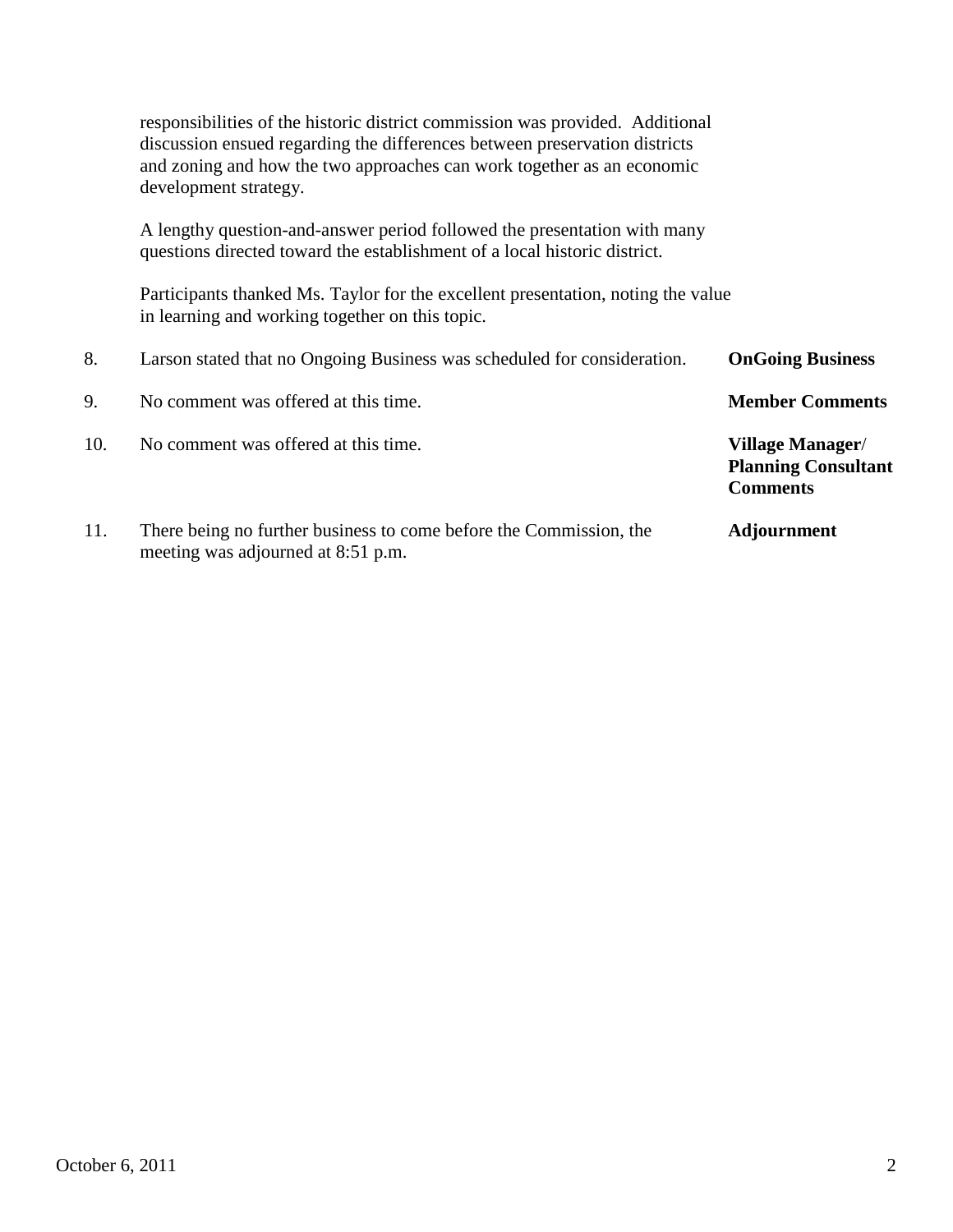responsibilities of the historic district commission was provided. Additional discussion ensued regarding the differences between preservation districts and zoning and how the two approaches can work together as an economic development strategy.

A lengthy question-and-answer period followed the presentation with many questions directed toward the establishment of a local historic district.

Participants thanked Ms. Taylor for the excellent presentation, noting the value in learning and working together on this topic.

8. Larson stated that no Ongoing Business was scheduled for consideration. **OnGoing Business**

9. No comment was offered at this time. **Member Comments**

10. No comment was offered at this time. **Village Manager/ Planning Consultant Comments**

11. There being no further business to come before the Commission, the meeting was adjourned at 8:51 p.m. **Adjournment**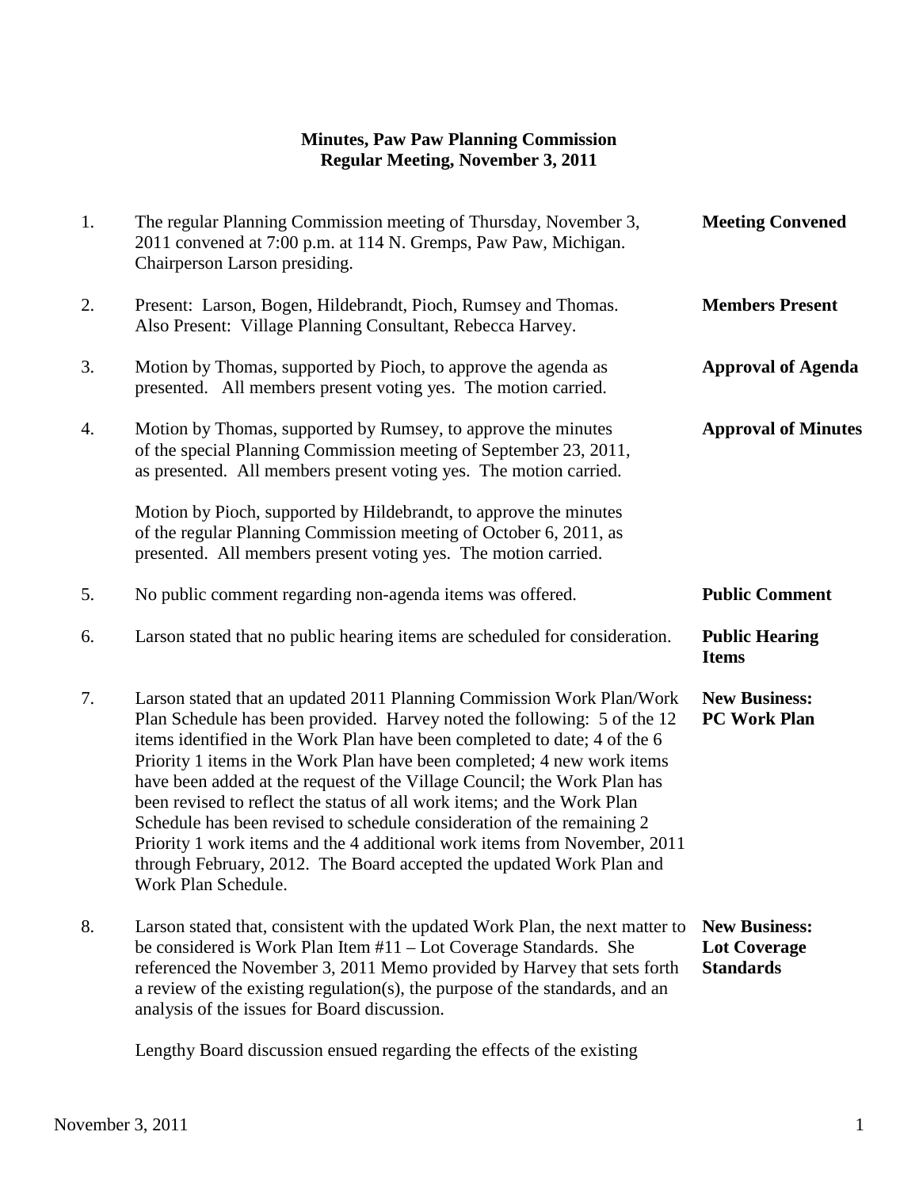**Minutes, Paw Paw Planning Commission**
**Regular Meeting, November 3, 2011**

| | | |
|---|---|---|
| 1. | The regular Planning Commission meeting of Thursday, November 3, 2011 convened at 7:00 p.m. at 114 N. Gremps, Paw Paw, Michigan. Chairperson Larson presiding. | **Meeting Convened** |
| 2. | Present: Larson, Bogen, Hildebrandt, Pioch, Rumsey and Thomas. Also Present: Village Planning Consultant, Rebecca Harvey. | **Members Present** |
| 3. | Motion by Thomas, supported by Pioch, to approve the agenda as presented. All members present voting yes. The motion carried. | **Approval of Agenda** |
| 4. | Motion by Thomas, supported by Rumsey, to approve the minutes of the special Planning Commission meeting of September 23, 2011, as presented. All members present voting yes. The motion carried.<br><br>Motion by Pioch, supported by Hildebrandt, to approve the minutes of the regular Planning Commission meeting of October 6, 2011, as presented. All members present voting yes. The motion carried. | **Approval of Minutes** |
| 5. | No public comment regarding non-agenda items was offered. | **Public Comment** |
| 6. | Larson stated that no public hearing items are scheduled for consideration. | **Public Hearing Items** |
| 7. | Larson stated that an updated 2011 Planning Commission Work Plan/Work Plan Schedule has been provided. Harvey noted the following: 5 of the 12 items identified in the Work Plan have been completed to date; 4 of the 6 Priority 1 items in the Work Plan have been completed; 4 new work items have been added at the request of the Village Council; the Work Plan has been revised to reflect the status of all work items; and the Work Plan Schedule has been revised to schedule consideration of the remaining 2 Priority 1 work items and the 4 additional work items from November, 2011 through February, 2012. The Board accepted the updated Work Plan and Work Plan Schedule. | **New Business: PC Work Plan** |
| 8. | Larson stated that, consistent with the updated Work Plan, the next matter to be considered is Work Plan Item #11 – Lot Coverage Standards. She referenced the November 3, 2011 Memo provided by Harvey that sets forth a review of the existing regulation(s), the purpose of the standards, and an analysis of the issues for Board discussion.<br><br>Lengthy Board discussion ensued regarding the effects of the existing | **New Business: Lot Coverage Standards** |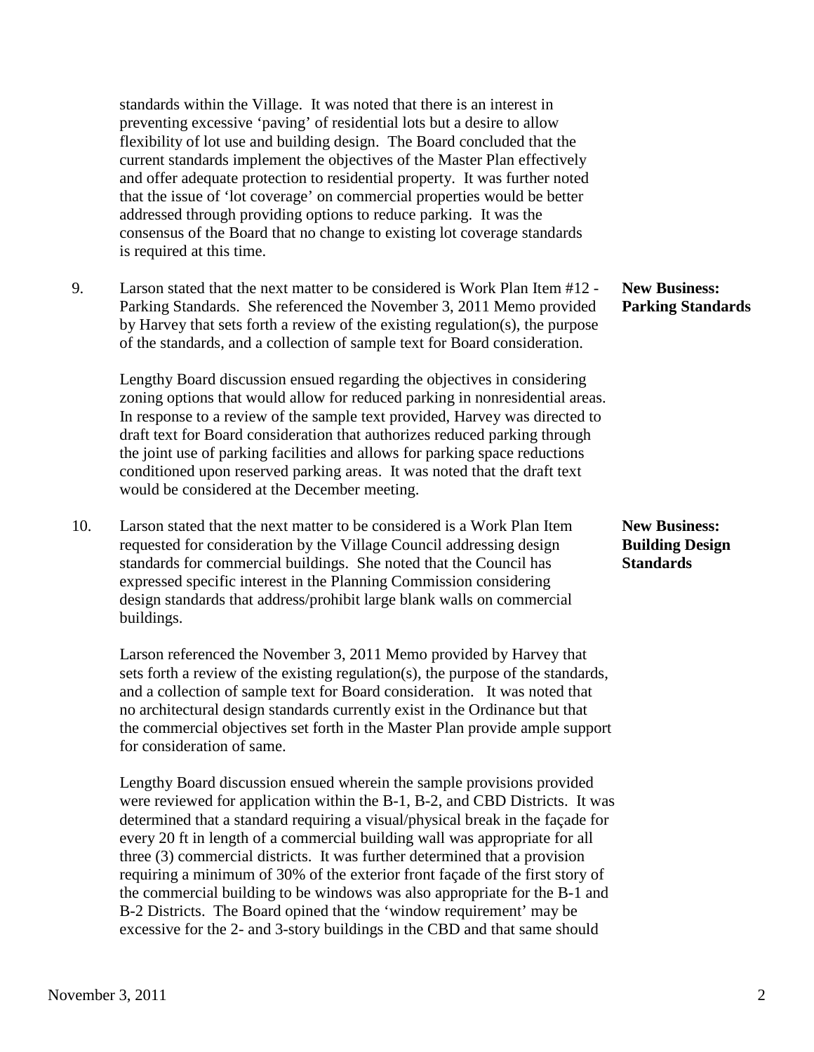standards within the Village. It was noted that there is an interest in preventing excessive 'paving' of residential lots but a desire to allow flexibility of lot use and building design. The Board concluded that the current standards implement the objectives of the Master Plan effectively and offer adequate protection to residential property. It was further noted that the issue of 'lot coverage' on commercial properties would be better addressed through providing options to reduce parking. It was the consensus of the Board that no change to existing lot coverage standards is required at this time.

**New Business: Parking Standards**

9. Larson stated that the next matter to be considered is Work Plan Item #12 - Parking Standards. She referenced the November 3, 2011 Memo provided by Harvey that sets forth a review of the existing regulation(s), the purpose of the standards, and a collection of sample text for Board consideration.

   Lengthy Board discussion ensued regarding the objectives in considering zoning options that would allow for reduced parking in nonresidential areas. In response to a review of the sample text provided, Harvey was directed to draft text for Board consideration that authorizes reduced parking through the joint use of parking facilities and allows for parking space reductions conditioned upon reserved parking areas. It was noted that the draft text would be considered at the December meeting.

**New Business: Building Design Standards**

10. Larson stated that the next matter to be considered is a Work Plan Item requested for consideration by the Village Council addressing design standards for commercial buildings. She noted that the Council has expressed specific interest in the Planning Commission considering design standards that address/prohibit large blank walls on commercial buildings.

    Larson referenced the November 3, 2011 Memo provided by Harvey that sets forth a review of the existing regulation(s), the purpose of the standards, and a collection of sample text for Board consideration. It was noted that no architectural design standards currently exist in the Ordinance but that the commercial objectives set forth in the Master Plan provide ample support for consideration of same.

    Lengthy Board discussion ensued wherein the sample provisions provided were reviewed for application within the B-1, B-2, and CBD Districts. It was determined that a standard requiring a visual/physical break in the façade for every 20 ft in length of a commercial building wall was appropriate for all three (3) commercial districts. It was further determined that a provision requiring a minimum of 30% of the exterior front façade of the first story of the commercial building to be windows was also appropriate for the B-1 and B-2 Districts. The Board opined that the 'window requirement' may be excessive for the 2- and 3-story buildings in the CBD and that same should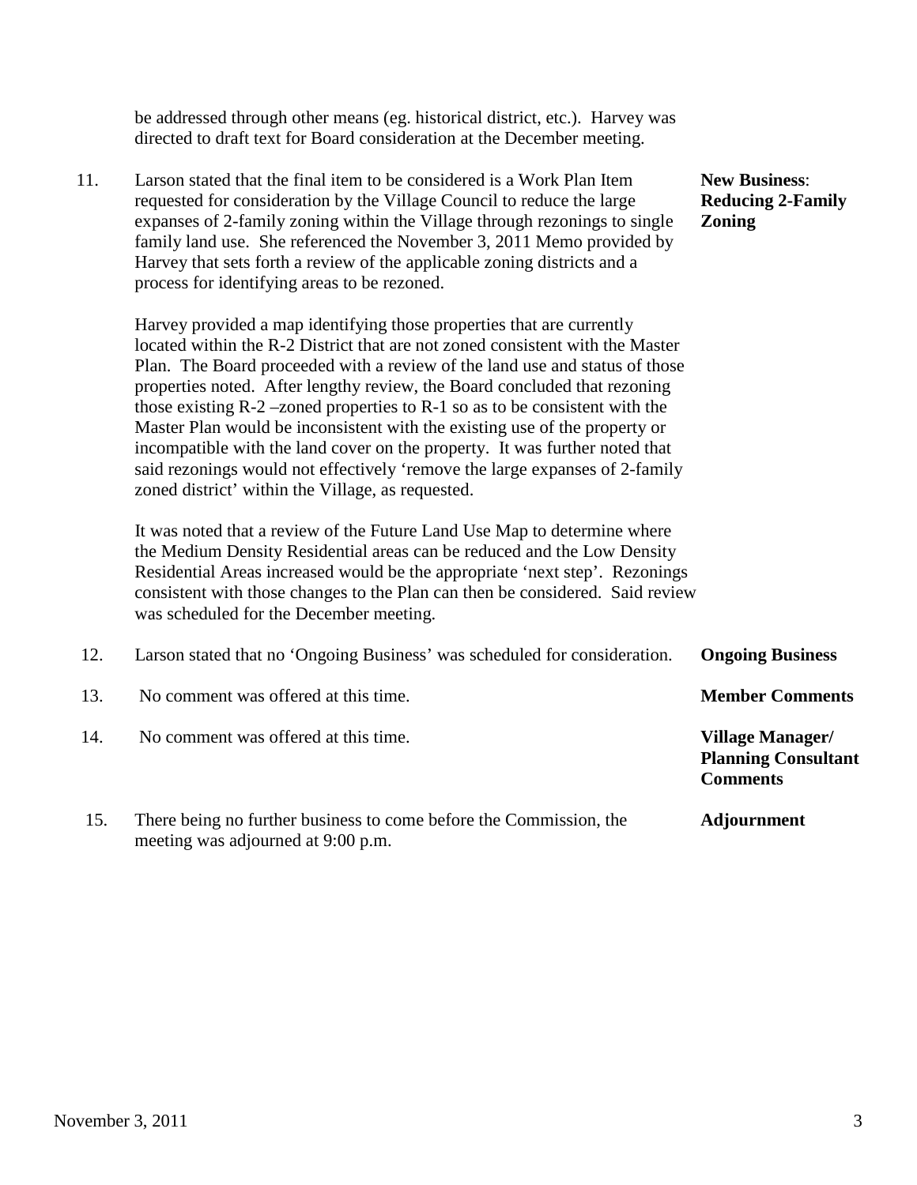be addressed through other means (eg. historical district, etc.). Harvey was directed to draft text for Board consideration at the December meeting.

11. **New Business: Reducing 2-Family Zoning**

Larson stated that the final item to be considered is a Work Plan Item requested for consideration by the Village Council to reduce the large expanses of 2-family zoning within the Village through rezonings to single family land use. She referenced the November 3, 2011 Memo provided by Harvey that sets forth a review of the applicable zoning districts and a process for identifying areas to be rezoned.

Harvey provided a map identifying those properties that are currently located within the R-2 District that are not zoned consistent with the Master Plan. The Board proceeded with a review of the land use and status of those properties noted. After lengthy review, the Board concluded that rezoning those existing R-2 –zoned properties to R-1 so as to be consistent with the Master Plan would be inconsistent with the existing use of the property or incompatible with the land cover on the property. It was further noted that said rezonings would not effectively 'remove the large expanses of 2-family zoned district' within the Village, as requested.

It was noted that a review of the Future Land Use Map to determine where the Medium Density Residential areas can be reduced and the Low Density Residential Areas increased would be the appropriate 'next step'. Rezonings consistent with those changes to the Plan can then be considered. Said review was scheduled for the December meeting.

12. **Ongoing Business**

Larson stated that no 'Ongoing Business' was scheduled for consideration.

13. **Member Comments**

No comment was offered at this time.

14. **Village Manager/ Planning Consultant Comments**

No comment was offered at this time.

15. **Adjournment**

There being no further business to come before the Commission, the meeting was adjourned at 9:00 p.m.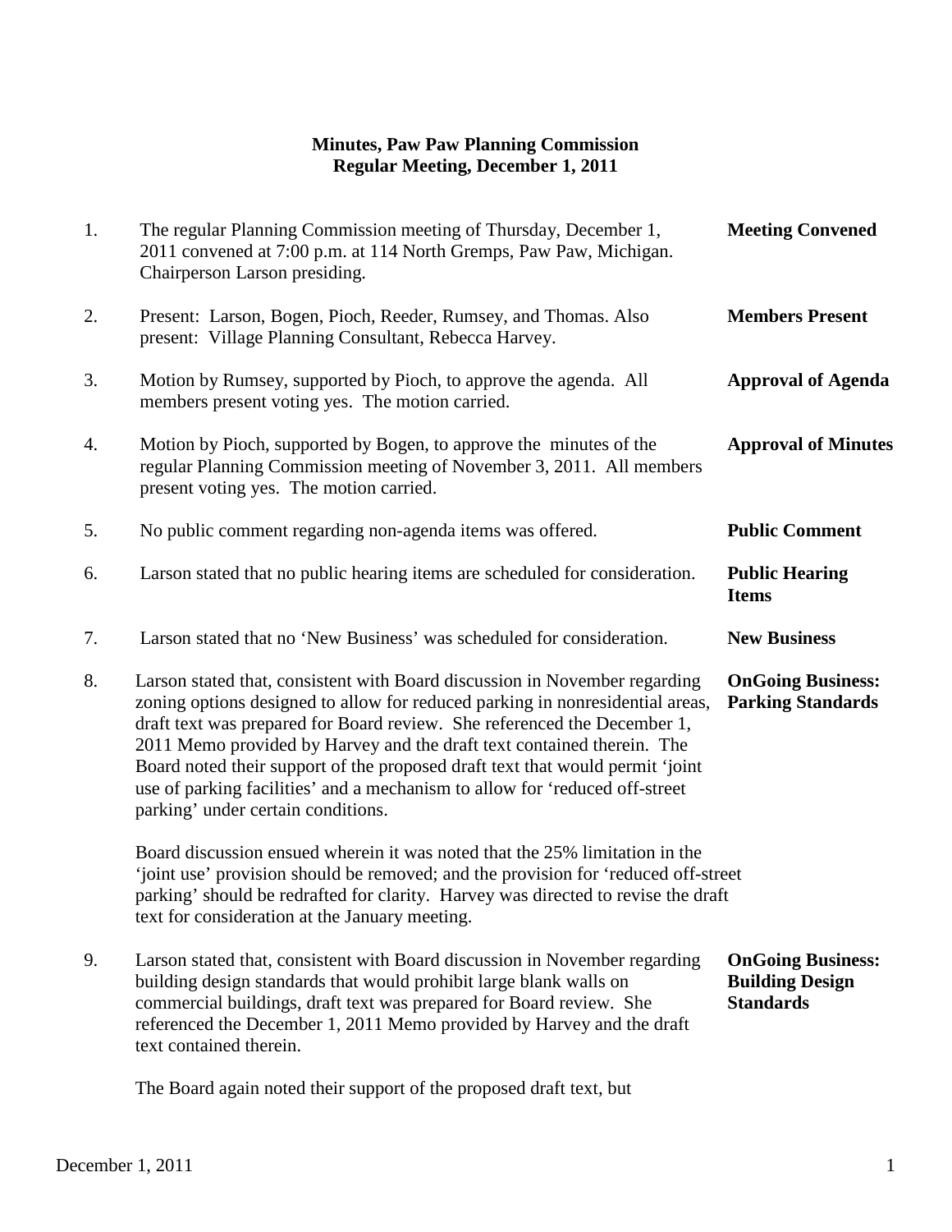**Minutes, Paw Paw Planning Commission**
**Regular Meeting, December 1, 2011**

1. The regular Planning Commission meeting of Thursday, December 1, 2011 convened at 7:00 p.m. at 114 North Gremps, Paw Paw, Michigan. Chairperson Larson presiding. **Meeting Convened**

2. Present: Larson, Bogen, Pioch, Reeder, Rumsey, and Thomas. Also present: Village Planning Consultant, Rebecca Harvey. **Members Present**

3. Motion by Rumsey, supported by Pioch, to approve the agenda. All members present voting yes. The motion carried. **Approval of Agenda**

4. Motion by Pioch, supported by Bogen, to approve the minutes of the regular Planning Commission meeting of November 3, 2011. All members present voting yes. The motion carried. **Approval of Minutes**

5. No public comment regarding non-agenda items was offered. **Public Comment**

6. Larson stated that no public hearing items are scheduled for consideration. **Public Hearing Items**

7. Larson stated that no 'New Business' was scheduled for consideration. **New Business**

8. Larson stated that, consistent with Board discussion in November regarding zoning options designed to allow for reduced parking in nonresidential areas, draft text was prepared for Board review. She referenced the December 1, 2011 Memo provided by Harvey and the draft text contained therein. The Board noted their support of the proposed draft text that would permit 'joint use of parking facilities' and a mechanism to allow for 'reduced off-street parking' under certain conditions. **OnGoing Business: Parking Standards**

   Board discussion ensued wherein it was noted that the 25% limitation in the 'joint use' provision should be removed; and the provision for 'reduced off-street parking' should be redrafted for clarity. Harvey was directed to revise the draft text for consideration at the January meeting.

9. Larson stated that, consistent with Board discussion in November regarding building design standards that would prohibit large blank walls on commercial buildings, draft text was prepared for Board review. She referenced the December 1, 2011 Memo provided by Harvey and the draft text contained therein. **OnGoing Business: Building Design Standards**

   The Board again noted their support of the proposed draft text, but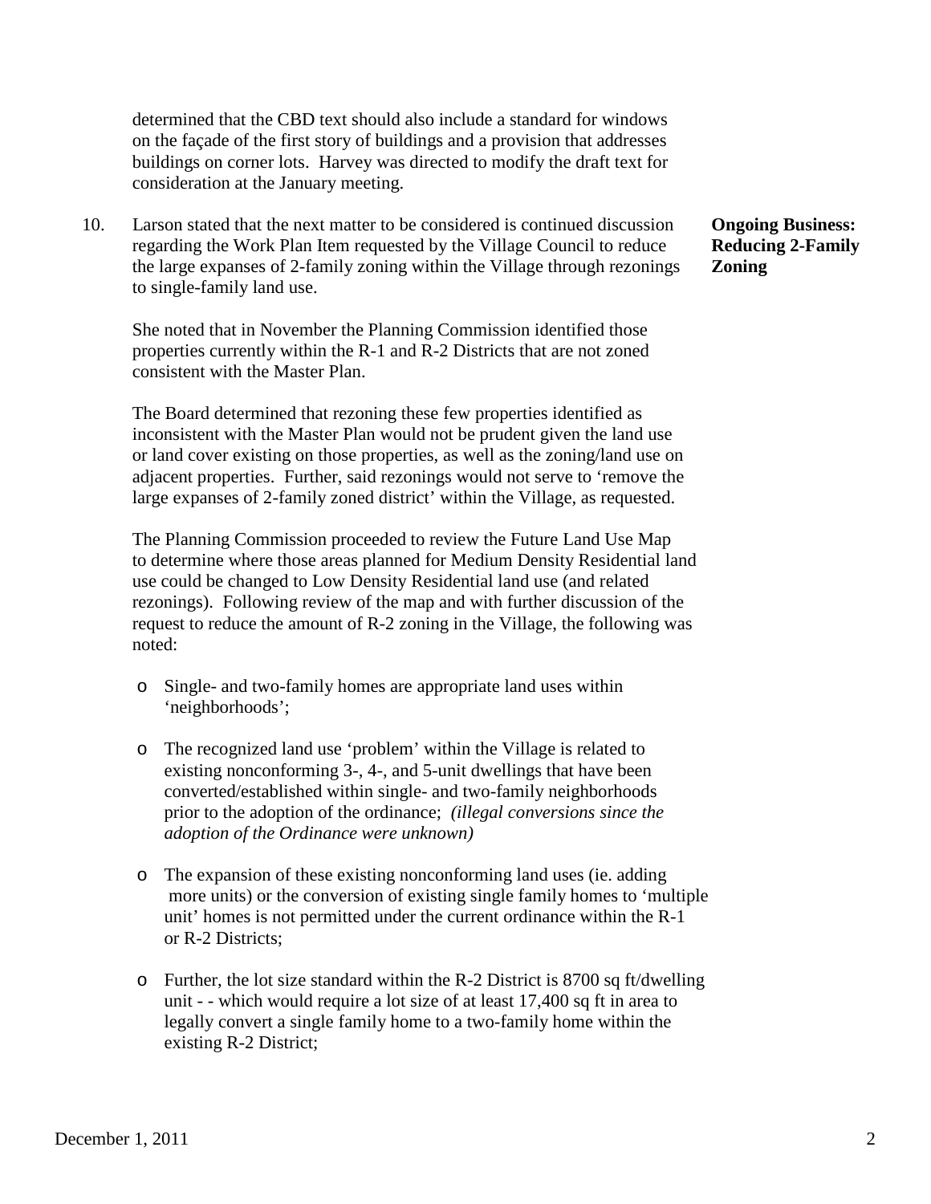determined that the CBD text should also include a standard for windows on the façade of the first story of buildings and a provision that addresses buildings on corner lots. Harvey was directed to modify the draft text for consideration at the January meeting.

10. Larson stated that the next matter to be considered is continued discussion regarding the Work Plan Item requested by the Village Council to reduce the large expanses of 2-family zoning within the Village through rezonings to single-family land use.

**Ongoing Business: Reducing 2-Family Zoning**

She noted that in November the Planning Commission identified those properties currently within the R-1 and R-2 Districts that are not zoned consistent with the Master Plan.

The Board determined that rezoning these few properties identified as inconsistent with the Master Plan would not be prudent given the land use or land cover existing on those properties, as well as the zoning/land use on adjacent properties. Further, said rezonings would not serve to 'remove the large expanses of 2-family zoned district' within the Village, as requested.

The Planning Commission proceeded to review the Future Land Use Map to determine where those areas planned for Medium Density Residential land use could be changed to Low Density Residential land use (and related rezonings). Following review of the map and with further discussion of the request to reduce the amount of R-2 zoning in the Village, the following was noted:

- Single- and two-family homes are appropriate land uses within 'neighborhoods';

- The recognized land use 'problem' within the Village is related to existing nonconforming 3-, 4-, and 5-unit dwellings that have been converted/established within single- and two-family neighborhoods prior to the adoption of the ordinance; *(illegal conversions since the adoption of the Ordinance were unknown)*

- The expansion of these existing nonconforming land uses (ie. adding more units) or the conversion of existing single family homes to 'multiple unit' homes is not permitted under the current ordinance within the R-1 or R-2 Districts;

- Further, the lot size standard within the R-2 District is 8700 sq ft/dwelling unit - - which would require a lot size of at least 17,400 sq ft in area to legally convert a single family home to a two-family home within the existing R-2 District;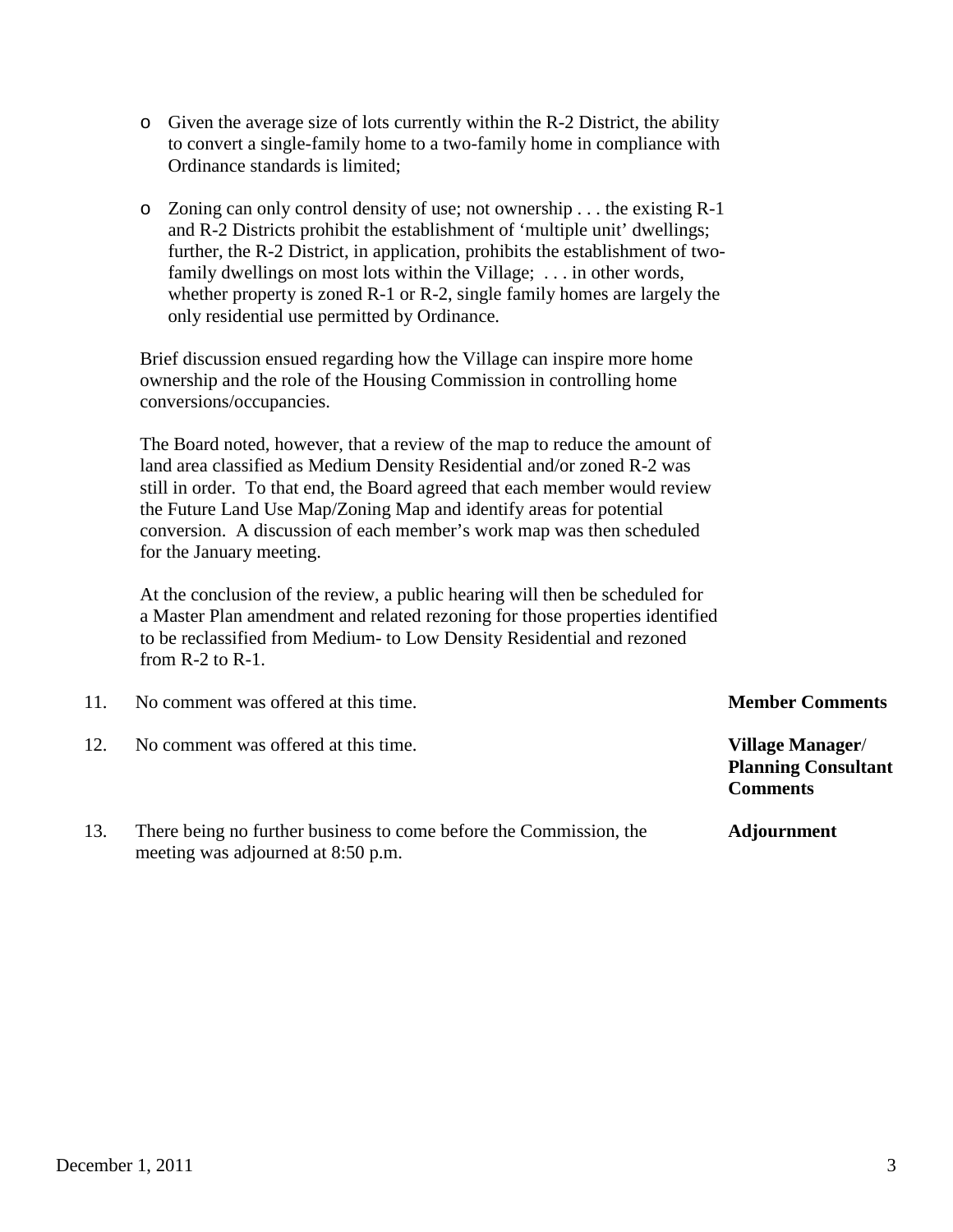- Given the average size of lots currently within the R-2 District, the ability to convert a single-family home to a two-family home in compliance with Ordinance standards is limited;

- Zoning can only control density of use; not ownership . . . the existing R-1 and R-2 Districts prohibit the establishment of 'multiple unit' dwellings; further, the R-2 District, in application, prohibits the establishment of two-family dwellings on most lots within the Village; . . . in other words, whether property is zoned R-1 or R-2, single family homes are largely the only residential use permitted by Ordinance.

Brief discussion ensued regarding how the Village can inspire more home ownership and the role of the Housing Commission in controlling home conversions/occupancies.

The Board noted, however, that a review of the map to reduce the amount of land area classified as Medium Density Residential and/or zoned R-2 was still in order. To that end, the Board agreed that each member would review the Future Land Use Map/Zoning Map and identify areas for potential conversion. A discussion of each member's work map was then scheduled for the January meeting.

At the conclusion of the review, a public hearing will then be scheduled for a Master Plan amendment and related rezoning for those properties identified to be reclassified from Medium- to Low Density Residential and rezoned from R-2 to R-1.

11. No comment was offered at this time. **Member Comments**

12. No comment was offered at this time. **Village Manager/ Planning Consultant Comments**

13. There being no further business to come before the Commission, the meeting was adjourned at 8:50 p.m. **Adjournment**